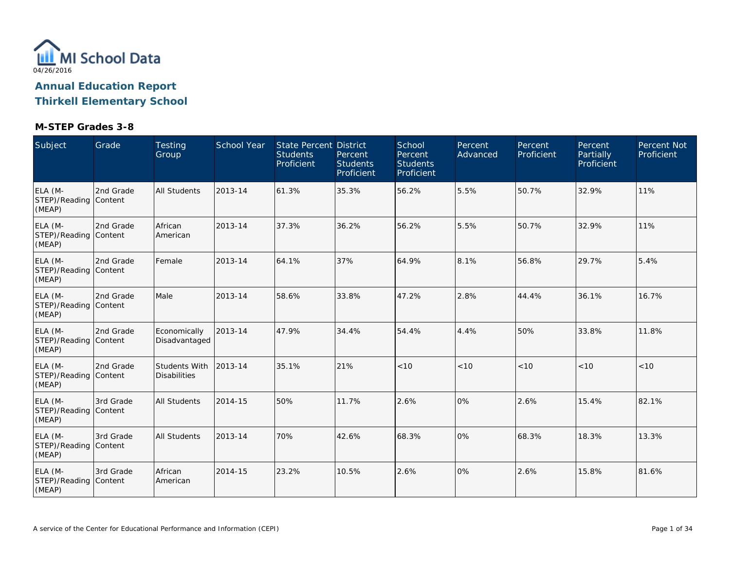MI School Data

04/26/2016

## Annual Education Report

## Thirkell Elementary School

### M-STEP Grades 3-8

| Subject | Grade | Testing Group | School Year | State Percent Students Proficient | District Percent Students Proficient | School Percent Students Proficient | Percent Advanced | Percent Proficient | Percent Partially Proficient | Percent Not Proficient |
|---|---|---|---|---|---|---|---|---|---|---|
| ELA (M-STEP)/Reading (MEAP) | 2nd Grade Content | All Students | 2013-14 | 61.3% | 35.3% | 56.2% | 5.5% | 50.7% | 32.9% | 11% |
| ELA (M-STEP)/Reading (MEAP) | 2nd Grade Content | African American | 2013-14 | 37.3% | 36.2% | 56.2% | 5.5% | 50.7% | 32.9% | 11% |
| ELA (M-STEP)/Reading (MEAP) | 2nd Grade Content | Female | 2013-14 | 64.1% | 37% | 64.9% | 8.1% | 56.8% | 29.7% | 5.4% |
| ELA (M-STEP)/Reading (MEAP) | 2nd Grade Content | Male | 2013-14 | 58.6% | 33.8% | 47.2% | 2.8% | 44.4% | 36.1% | 16.7% |
| ELA (M-STEP)/Reading (MEAP) | 2nd Grade Content | Economically Disadvantaged | 2013-14 | 47.9% | 34.4% | 54.4% | 4.4% | 50% | 33.8% | 11.8% |
| ELA (M-STEP)/Reading (MEAP) | 2nd Grade Content | Students With Disabilities | 2013-14 | 35.1% | 21% | <10 | <10 | <10 | <10 | <10 |
| ELA (M-STEP)/Reading (MEAP) | 3rd Grade Content | All Students | 2014-15 | 50% | 11.7% | 2.6% | 0% | 2.6% | 15.4% | 82.1% |
| ELA (M-STEP)/Reading (MEAP) | 3rd Grade Content | All Students | 2013-14 | 70% | 42.6% | 68.3% | 0% | 68.3% | 18.3% | 13.3% |
| ELA (M-STEP)/Reading (MEAP) | 3rd Grade Content | African American | 2014-15 | 23.2% | 10.5% | 2.6% | 0% | 2.6% | 15.8% | 81.6% |

A service of the Center for Educational Performance and Information (CEPI)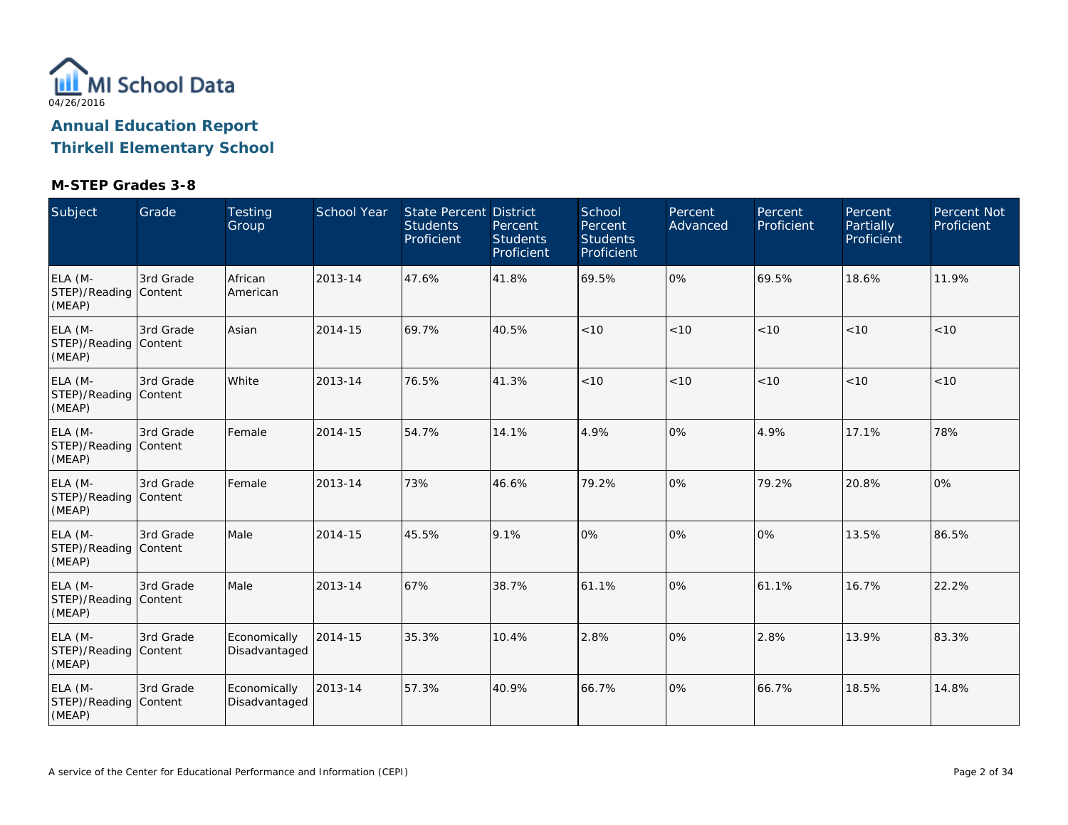MI School Data

04/26/2016

**Annual Education Report**

**Thirkell Elementary School**

### M-STEP Grades 3-8

| Subject | Grade | Testing Group | School Year | State Percent Students Proficient | District Percent Students Proficient | School Percent Students Proficient | Percent Advanced | Percent Proficient | Percent Partially Proficient | Percent Not Proficient |
|---|---|---|---|---|---|---|---|---|---|---|
| ELA (M-STEP)/Reading (MEAP) | 3rd Grade Content | African American | 2013-14 | 47.6% | 41.8% | 69.5% | 0% | 69.5% | 18.6% | 11.9% |
| ELA (M-STEP)/Reading (MEAP) | 3rd Grade Content | Asian | 2014-15 | 69.7% | 40.5% | <10 | <10 | <10 | <10 | <10 |
| ELA (M-STEP)/Reading (MEAP) | 3rd Grade Content | White | 2013-14 | 76.5% | 41.3% | <10 | <10 | <10 | <10 | <10 |
| ELA (M-STEP)/Reading (MEAP) | 3rd Grade Content | Female | 2014-15 | 54.7% | 14.1% | 4.9% | 0% | 4.9% | 17.1% | 78% |
| ELA (M-STEP)/Reading (MEAP) | 3rd Grade Content | Female | 2013-14 | 73% | 46.6% | 79.2% | 0% | 79.2% | 20.8% | 0% |
| ELA (M-STEP)/Reading (MEAP) | 3rd Grade Content | Male | 2014-15 | 45.5% | 9.1% | 0% | 0% | 0% | 13.5% | 86.5% |
| ELA (M-STEP)/Reading (MEAP) | 3rd Grade Content | Male | 2013-14 | 67% | 38.7% | 61.1% | 0% | 61.1% | 16.7% | 22.2% |
| ELA (M-STEP)/Reading (MEAP) | 3rd Grade Content | Economically Disadvantaged | 2014-15 | 35.3% | 10.4% | 2.8% | 0% | 2.8% | 13.9% | 83.3% |
| ELA (M-STEP)/Reading (MEAP) | 3rd Grade Content | Economically Disadvantaged | 2013-14 | 57.3% | 40.9% | 66.7% | 0% | 66.7% | 18.5% | 14.8% |

A service of the Center for Educational Performance and Information (CEPI)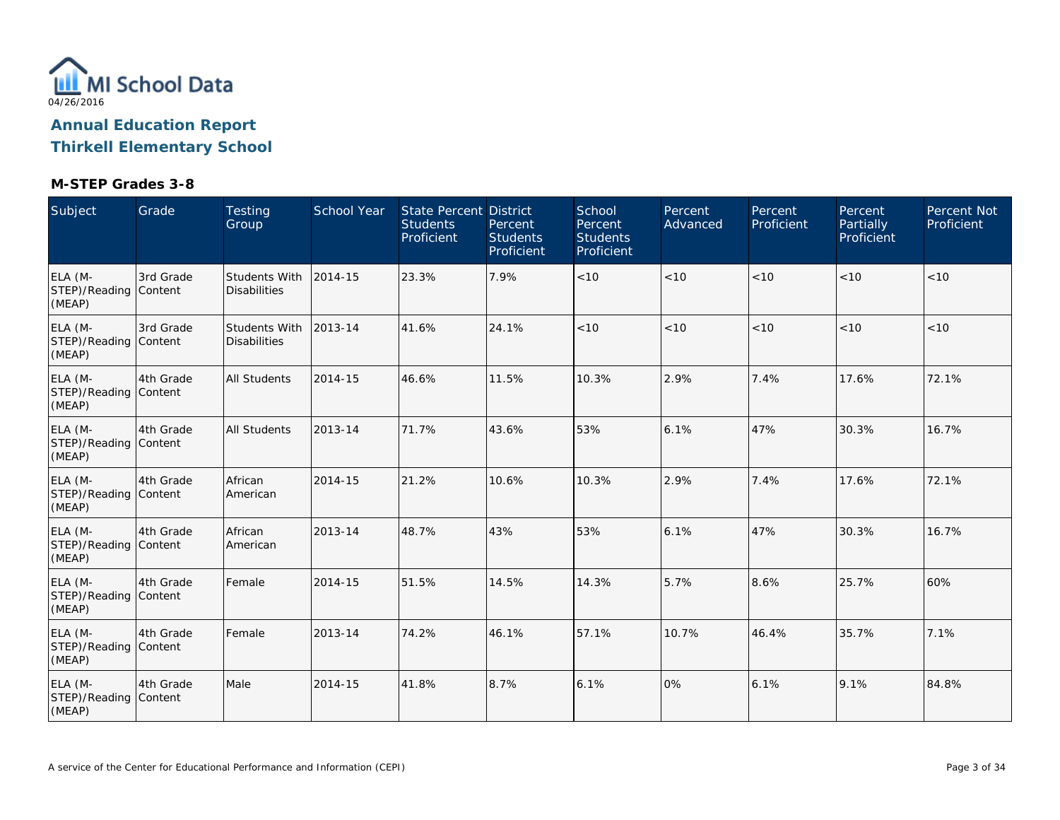MI School Data

04/26/2016

## Annual Education Report

## Thirkell Elementary School

### M-STEP Grades 3-8

| Subject | Grade | Testing Group | School Year | State Percent Students Proficient | District Percent Students Proficient | School Percent Students Proficient | Percent Advanced | Percent Proficient | Percent Partially Proficient | Percent Not Proficient |
|---|---|---|---|---|---|---|---|---|---|---|
| ELA (M-STEP)/Reading (MEAP) | 3rd Grade Content | Students With Disabilities | 2014-15 | 23.3% | 7.9% | <10 | <10 | <10 | <10 | <10 |
| ELA (M-STEP)/Reading (MEAP) | 3rd Grade Content | Students With Disabilities | 2013-14 | 41.6% | 24.1% | <10 | <10 | <10 | <10 | <10 |
| ELA (M-STEP)/Reading (MEAP) | 4th Grade Content | All Students | 2014-15 | 46.6% | 11.5% | 10.3% | 2.9% | 7.4% | 17.6% | 72.1% |
| ELA (M-STEP)/Reading (MEAP) | 4th Grade Content | All Students | 2013-14 | 71.7% | 43.6% | 53% | 6.1% | 47% | 30.3% | 16.7% |
| ELA (M-STEP)/Reading (MEAP) | 4th Grade Content | African American | 2014-15 | 21.2% | 10.6% | 10.3% | 2.9% | 7.4% | 17.6% | 72.1% |
| ELA (M-STEP)/Reading (MEAP) | 4th Grade Content | African American | 2013-14 | 48.7% | 43% | 53% | 6.1% | 47% | 30.3% | 16.7% |
| ELA (M-STEP)/Reading (MEAP) | 4th Grade Content | Female | 2014-15 | 51.5% | 14.5% | 14.3% | 5.7% | 8.6% | 25.7% | 60% |
| ELA (M-STEP)/Reading (MEAP) | 4th Grade Content | Female | 2013-14 | 74.2% | 46.1% | 57.1% | 10.7% | 46.4% | 35.7% | 7.1% |
| ELA (M-STEP)/Reading (MEAP) | 4th Grade Content | Male | 2014-15 | 41.8% | 8.7% | 6.1% | 0% | 6.1% | 9.1% | 84.8% |

A service of the Center for Educational Performance and Information (CEPI)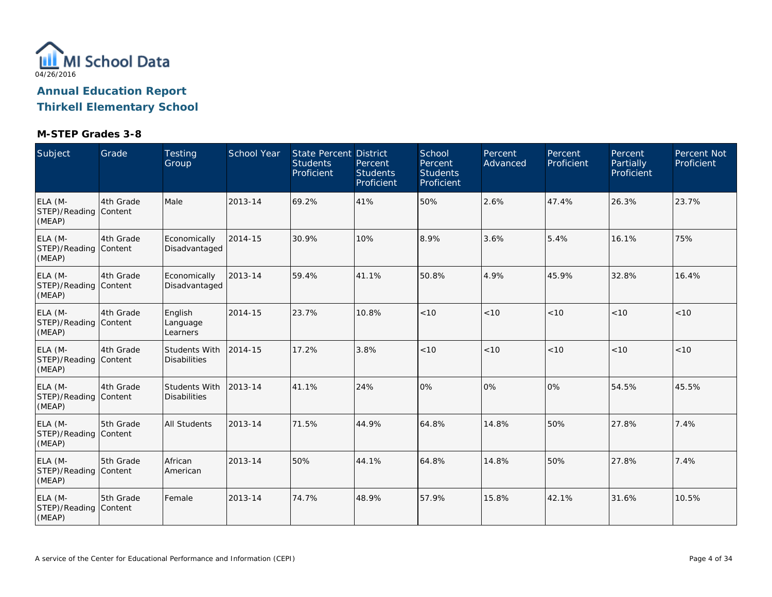# Annual Education Report

## Thirkell Elementary School

### M-STEP Grades 3-8

| Subject | Grade | Testing Group | School Year | State Percent Students Proficient | District Percent Students Proficient | School Percent Students Proficient | Percent Advanced | Percent Proficient | Percent Partially Proficient | Percent Not Proficient |
|---|---|---|---|---|---|---|---|---|---|---|
| ELA (M-STEP)/Reading (MEAP) | 4th Grade Content | Male | 2013-14 | 69.2% | 41% | 50% | 2.6% | 47.4% | 26.3% | 23.7% |
| ELA (M-STEP)/Reading (MEAP) | 4th Grade Content | Economically Disadvantaged | 2014-15 | 30.9% | 10% | 8.9% | 3.6% | 5.4% | 16.1% | 75% |
| ELA (M-STEP)/Reading (MEAP) | 4th Grade Content | Economically Disadvantaged | 2013-14 | 59.4% | 41.1% | 50.8% | 4.9% | 45.9% | 32.8% | 16.4% |
| ELA (M-STEP)/Reading (MEAP) | 4th Grade Content | English Language Learners | 2014-15 | 23.7% | 10.8% | <10 | <10 | <10 | <10 | <10 |
| ELA (M-STEP)/Reading (MEAP) | 4th Grade Content | Students With Disabilities | 2014-15 | 17.2% | 3.8% | <10 | <10 | <10 | <10 | <10 |
| ELA (M-STEP)/Reading (MEAP) | 4th Grade Content | Students With Disabilities | 2013-14 | 41.1% | 24% | 0% | 0% | 0% | 54.5% | 45.5% |
| ELA (M-STEP)/Reading (MEAP) | 5th Grade Content | All Students | 2013-14 | 71.5% | 44.9% | 64.8% | 14.8% | 50% | 27.8% | 7.4% |
| ELA (M-STEP)/Reading (MEAP) | 5th Grade Content | African American | 2013-14 | 50% | 44.1% | 64.8% | 14.8% | 50% | 27.8% | 7.4% |
| ELA (M-STEP)/Reading (MEAP) | 5th Grade Content | Female | 2013-14 | 74.7% | 48.9% | 57.9% | 15.8% | 42.1% | 31.6% | 10.5% |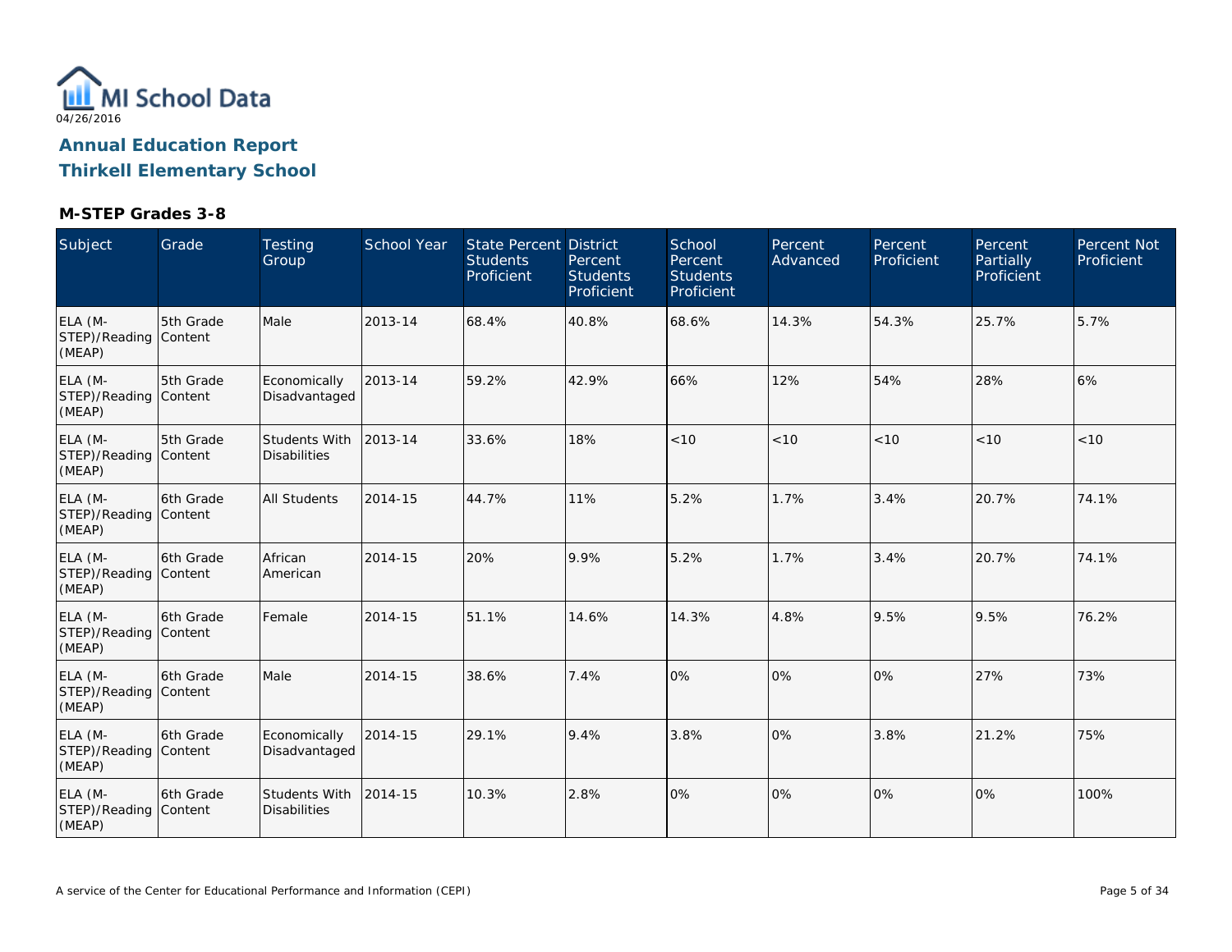MI School Data
04/26/2016

# Annual Education Report
# Thirkell Elementary School

### M-STEP Grades 3-8

| Subject | Grade | Testing Group | School Year | State Percent Students Proficient | District Percent Students Proficient | School Percent Students Proficient | Percent Advanced | Percent Proficient | Percent Partially Proficient | Percent Not Proficient |
|---|---|---|---|---|---|---|---|---|---|---|
| ELA (M-STEP)/Reading (MEAP) | 5th Grade Content | Male | 2013-14 | 68.4% | 40.8% | 68.6% | 14.3% | 54.3% | 25.7% | 5.7% |
| ELA (M-STEP)/Reading (MEAP) | 5th Grade Content | Economically Disadvantaged | 2013-14 | 59.2% | 42.9% | 66% | 12% | 54% | 28% | 6% |
| ELA (M-STEP)/Reading (MEAP) | 5th Grade Content | Students With Disabilities | 2013-14 | 33.6% | 18% | <10 | <10 | <10 | <10 | <10 |
| ELA (M-STEP)/Reading (MEAP) | 6th Grade Content | All Students | 2014-15 | 44.7% | 11% | 5.2% | 1.7% | 3.4% | 20.7% | 74.1% |
| ELA (M-STEP)/Reading (MEAP) | 6th Grade Content | African American | 2014-15 | 20% | 9.9% | 5.2% | 1.7% | 3.4% | 20.7% | 74.1% |
| ELA (M-STEP)/Reading (MEAP) | 6th Grade Content | Female | 2014-15 | 51.1% | 14.6% | 14.3% | 4.8% | 9.5% | 9.5% | 76.2% |
| ELA (M-STEP)/Reading (MEAP) | 6th Grade Content | Male | 2014-15 | 38.6% | 7.4% | 0% | 0% | 0% | 27% | 73% |
| ELA (M-STEP)/Reading (MEAP) | 6th Grade Content | Economically Disadvantaged | 2014-15 | 29.1% | 9.4% | 3.8% | 0% | 3.8% | 21.2% | 75% |
| ELA (M-STEP)/Reading (MEAP) | 6th Grade Content | Students With Disabilities | 2014-15 | 10.3% | 2.8% | 0% | 0% | 0% | 0% | 100% |

A service of the Center for Educational Performance and Information (CEPI)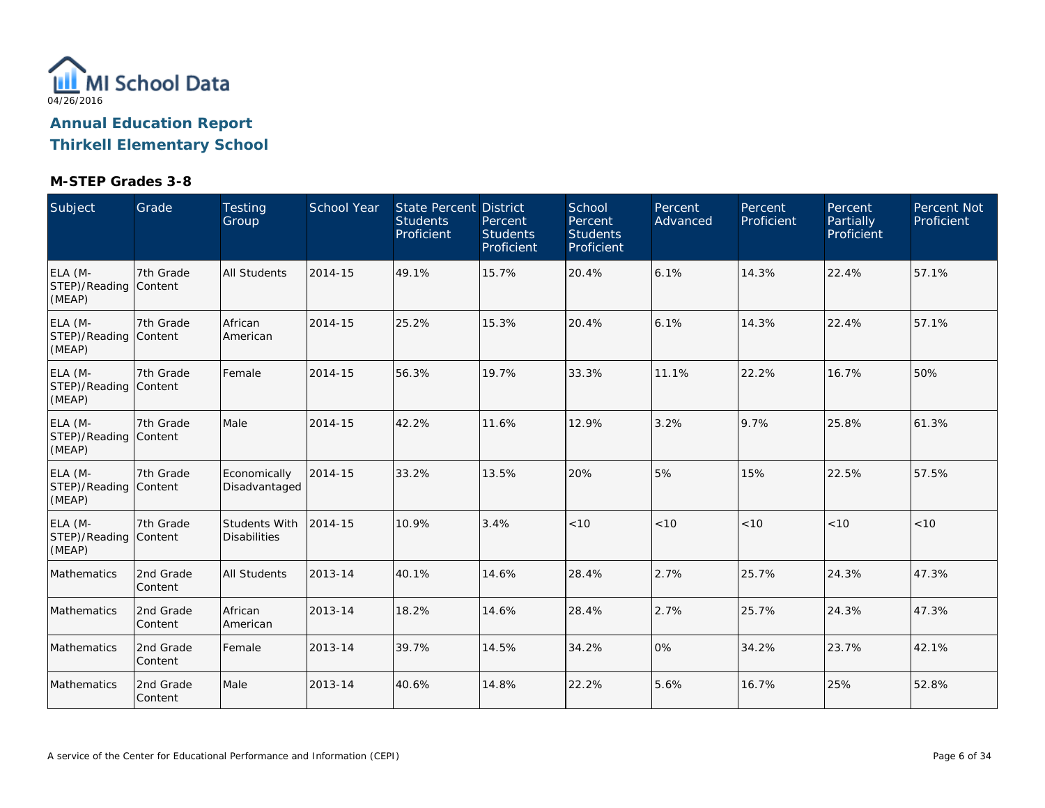MI School Data

04/26/2016

## Annual Education Report

## Thirkell Elementary School

### M-STEP Grades 3-8

| Subject | Grade | Testing Group | School Year | State Percent Students Proficient | District Percent Students Proficient | School Percent Students Proficient | Percent Advanced | Percent Proficient | Percent Partially Proficient | Percent Not Proficient |
|---|---|---|---|---|---|---|---|---|---|---|
| ELA (M-STEP)/Reading (MEAP) | 7th Grade Content | All Students | 2014-15 | 49.1% | 15.7% | 20.4% | 6.1% | 14.3% | 22.4% | 57.1% |
| ELA (M-STEP)/Reading (MEAP) | 7th Grade Content | African American | 2014-15 | 25.2% | 15.3% | 20.4% | 6.1% | 14.3% | 22.4% | 57.1% |
| ELA (M-STEP)/Reading (MEAP) | 7th Grade Content | Female | 2014-15 | 56.3% | 19.7% | 33.3% | 11.1% | 22.2% | 16.7% | 50% |
| ELA (M-STEP)/Reading (MEAP) | 7th Grade Content | Male | 2014-15 | 42.2% | 11.6% | 12.9% | 3.2% | 9.7% | 25.8% | 61.3% |
| ELA (M-STEP)/Reading (MEAP) | 7th Grade Content | Economically Disadvantaged | 2014-15 | 33.2% | 13.5% | 20% | 5% | 15% | 22.5% | 57.5% |
| ELA (M-STEP)/Reading (MEAP) | 7th Grade Content | Students With Disabilities | 2014-15 | 10.9% | 3.4% | <10 | <10 | <10 | <10 | <10 |
| Mathematics | 2nd Grade Content | All Students | 2013-14 | 40.1% | 14.6% | 28.4% | 2.7% | 25.7% | 24.3% | 47.3% |
| Mathematics | 2nd Grade Content | African American | 2013-14 | 18.2% | 14.6% | 28.4% | 2.7% | 25.7% | 24.3% | 47.3% |
| Mathematics | 2nd Grade Content | Female | 2013-14 | 39.7% | 14.5% | 34.2% | 0% | 34.2% | 23.7% | 42.1% |
| Mathematics | 2nd Grade Content | Male | 2013-14 | 40.6% | 14.8% | 22.2% | 5.6% | 16.7% | 25% | 52.8% |

A service of the Center for Educational Performance and Information (CEPI)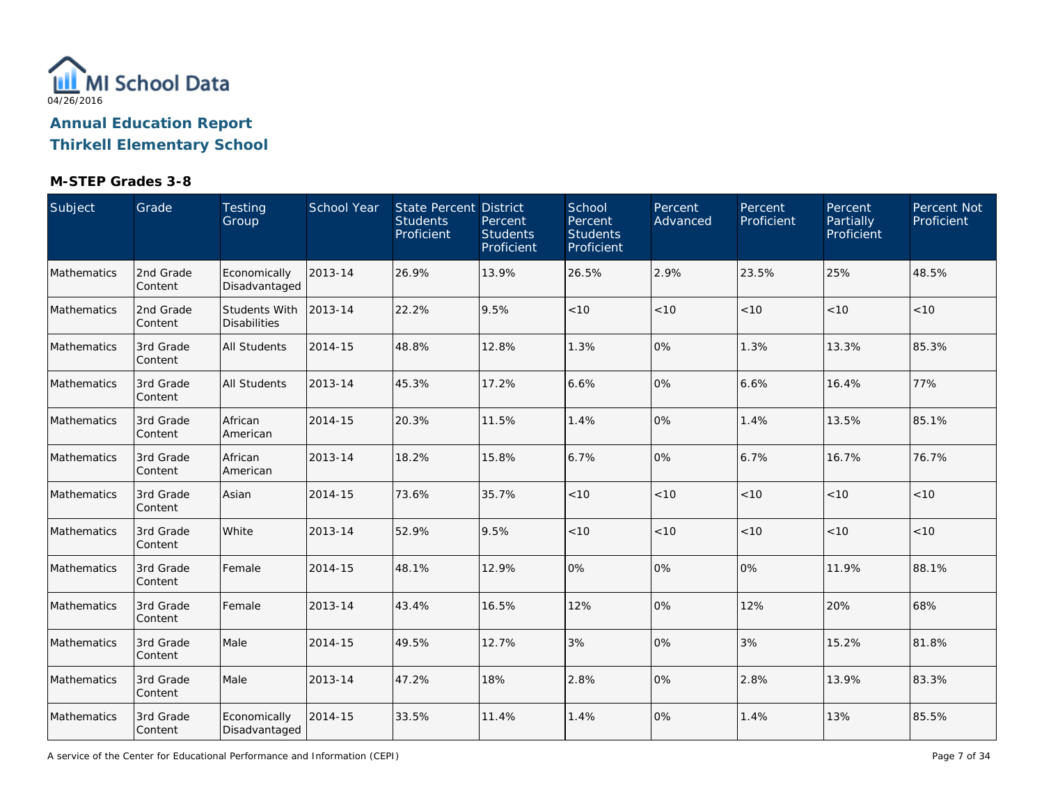MI School Data
04/26/2016

**Annual Education Report**
**Thirkell Elementary School**

### M-STEP Grades 3-8

| Subject | Grade | Testing Group | School Year | State Percent Students Proficient | District Percent Students Proficient | School Percent Students Proficient | Percent Advanced | Percent Proficient | Percent Partially Proficient | Percent Not Proficient |
|---|---|---|---|---|---|---|---|---|---|---|
| Mathematics | 2nd Grade Content | Economically Disadvantaged | 2013-14 | 26.9% | 13.9% | 26.5% | 2.9% | 23.5% | 25% | 48.5% |
| Mathematics | 2nd Grade Content | Students With Disabilities | 2013-14 | 22.2% | 9.5% | <10 | <10 | <10 | <10 | <10 |
| Mathematics | 3rd Grade Content | All Students | 2014-15 | 48.8% | 12.8% | 1.3% | 0% | 1.3% | 13.3% | 85.3% |
| Mathematics | 3rd Grade Content | All Students | 2013-14 | 45.3% | 17.2% | 6.6% | 0% | 6.6% | 16.4% | 77% |
| Mathematics | 3rd Grade Content | African American | 2014-15 | 20.3% | 11.5% | 1.4% | 0% | 1.4% | 13.5% | 85.1% |
| Mathematics | 3rd Grade Content | African American | 2013-14 | 18.2% | 15.8% | 6.7% | 0% | 6.7% | 16.7% | 76.7% |
| Mathematics | 3rd Grade Content | Asian | 2014-15 | 73.6% | 35.7% | <10 | <10 | <10 | <10 | <10 |
| Mathematics | 3rd Grade Content | White | 2013-14 | 52.9% | 9.5% | <10 | <10 | <10 | <10 | <10 |
| Mathematics | 3rd Grade Content | Female | 2014-15 | 48.1% | 12.9% | 0% | 0% | 0% | 11.9% | 88.1% |
| Mathematics | 3rd Grade Content | Female | 2013-14 | 43.4% | 16.5% | 12% | 0% | 12% | 20% | 68% |
| Mathematics | 3rd Grade Content | Male | 2014-15 | 49.5% | 12.7% | 3% | 0% | 3% | 15.2% | 81.8% |
| Mathematics | 3rd Grade Content | Male | 2013-14 | 47.2% | 18% | 2.8% | 0% | 2.8% | 13.9% | 83.3% |
| Mathematics | 3rd Grade Content | Economically Disadvantaged | 2014-15 | 33.5% | 11.4% | 1.4% | 0% | 1.4% | 13% | 85.5% |

A service of the Center for Educational Performance and Information (CEPI)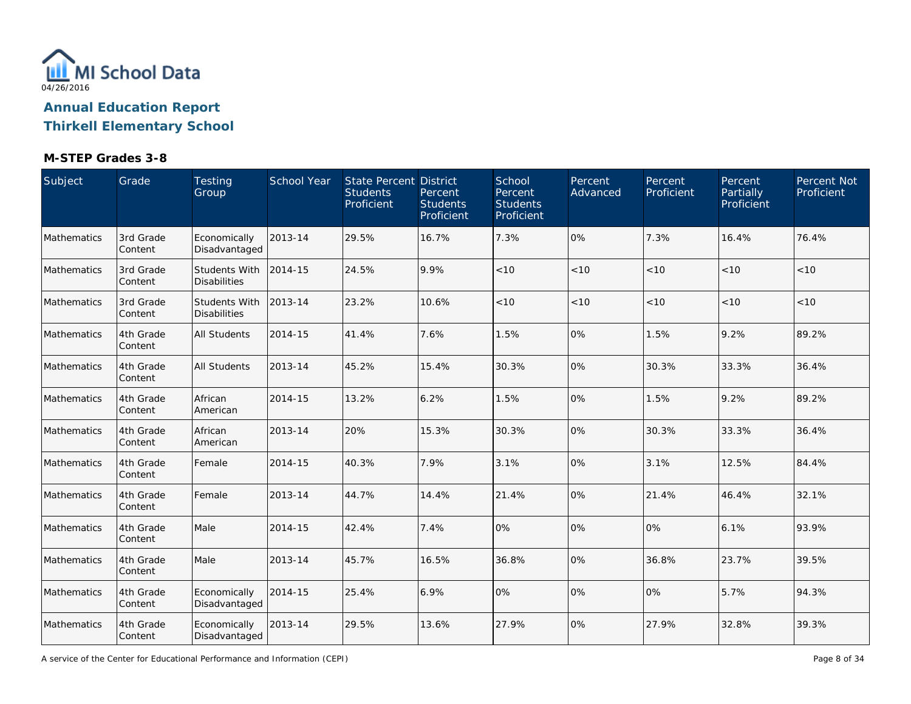MI School Data
04/26/2016

# Annual Education Report
# Thirkell Elementary School

### M-STEP Grades 3-8

| Subject | Grade | Testing Group | School Year | State Percent Students Proficient | District Percent Students Proficient | School Percent Students Proficient | Percent Advanced | Percent Proficient | Percent Partially Proficient | Percent Not Proficient |
|---|---|---|---|---|---|---|---|---|---|---|
| Mathematics | 3rd Grade Content | Economically Disadvantaged | 2013-14 | 29.5% | 16.7% | 7.3% | 0% | 7.3% | 16.4% | 76.4% |
| Mathematics | 3rd Grade Content | Students With Disabilities | 2014-15 | 24.5% | 9.9% | <10 | <10 | <10 | <10 | <10 |
| Mathematics | 3rd Grade Content | Students With Disabilities | 2013-14 | 23.2% | 10.6% | <10 | <10 | <10 | <10 | <10 |
| Mathematics | 4th Grade Content | All Students | 2014-15 | 41.4% | 7.6% | 1.5% | 0% | 1.5% | 9.2% | 89.2% |
| Mathematics | 4th Grade Content | All Students | 2013-14 | 45.2% | 15.4% | 30.3% | 0% | 30.3% | 33.3% | 36.4% |
| Mathematics | 4th Grade Content | African American | 2014-15 | 13.2% | 6.2% | 1.5% | 0% | 1.5% | 9.2% | 89.2% |
| Mathematics | 4th Grade Content | African American | 2013-14 | 20% | 15.3% | 30.3% | 0% | 30.3% | 33.3% | 36.4% |
| Mathematics | 4th Grade Content | Female | 2014-15 | 40.3% | 7.9% | 3.1% | 0% | 3.1% | 12.5% | 84.4% |
| Mathematics | 4th Grade Content | Female | 2013-14 | 44.7% | 14.4% | 21.4% | 0% | 21.4% | 46.4% | 32.1% |
| Mathematics | 4th Grade Content | Male | 2014-15 | 42.4% | 7.4% | 0% | 0% | 0% | 6.1% | 93.9% |
| Mathematics | 4th Grade Content | Male | 2013-14 | 45.7% | 16.5% | 36.8% | 0% | 36.8% | 23.7% | 39.5% |
| Mathematics | 4th Grade Content | Economically Disadvantaged | 2014-15 | 25.4% | 6.9% | 0% | 0% | 0% | 5.7% | 94.3% |
| Mathematics | 4th Grade Content | Economically Disadvantaged | 2013-14 | 29.5% | 13.6% | 27.9% | 0% | 27.9% | 32.8% | 39.3% |

A service of the Center for Educational Performance and Information (CEPI)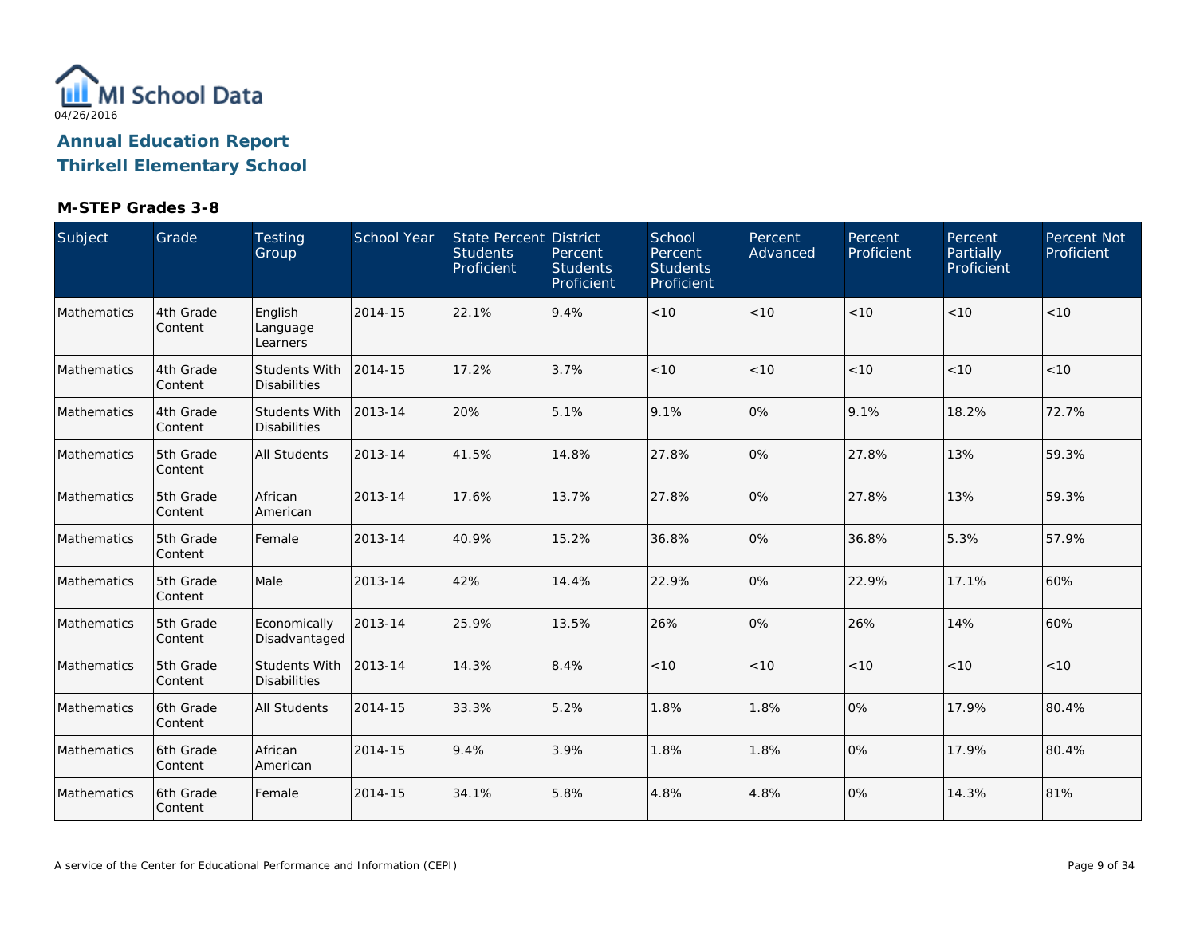MI School Data
04/26/2016

# Annual Education Report
# Thirkell Elementary School

### M-STEP Grades 3-8

| Subject | Grade | Testing Group | School Year | State Percent Students Proficient | District Percent Students Proficient | School Percent Students Proficient | Percent Advanced | Percent Proficient | Percent Partially Proficient | Percent Not Proficient |
|---|---|---|---|---|---|---|---|---|---|---|
| Mathematics | 4th Grade Content | English Language Learners | 2014-15 | 22.1% | 9.4% | <10 | <10 | <10 | <10 | <10 |
| Mathematics | 4th Grade Content | Students With Disabilities | 2014-15 | 17.2% | 3.7% | <10 | <10 | <10 | <10 | <10 |
| Mathematics | 4th Grade Content | Students With Disabilities | 2013-14 | 20% | 5.1% | 9.1% | 0% | 9.1% | 18.2% | 72.7% |
| Mathematics | 5th Grade Content | All Students | 2013-14 | 41.5% | 14.8% | 27.8% | 0% | 27.8% | 13% | 59.3% |
| Mathematics | 5th Grade Content | African American | 2013-14 | 17.6% | 13.7% | 27.8% | 0% | 27.8% | 13% | 59.3% |
| Mathematics | 5th Grade Content | Female | 2013-14 | 40.9% | 15.2% | 36.8% | 0% | 36.8% | 5.3% | 57.9% |
| Mathematics | 5th Grade Content | Male | 2013-14 | 42% | 14.4% | 22.9% | 0% | 22.9% | 17.1% | 60% |
| Mathematics | 5th Grade Content | Economically Disadvantaged | 2013-14 | 25.9% | 13.5% | 26% | 0% | 26% | 14% | 60% |
| Mathematics | 5th Grade Content | Students With Disabilities | 2013-14 | 14.3% | 8.4% | <10 | <10 | <10 | <10 | <10 |
| Mathematics | 6th Grade Content | All Students | 2014-15 | 33.3% | 5.2% | 1.8% | 1.8% | 0% | 17.9% | 80.4% |
| Mathematics | 6th Grade Content | African American | 2014-15 | 9.4% | 3.9% | 1.8% | 1.8% | 0% | 17.9% | 80.4% |
| Mathematics | 6th Grade Content | Female | 2014-15 | 34.1% | 5.8% | 4.8% | 4.8% | 0% | 14.3% | 81% |

A service of the Center for Educational Performance and Information (CEPI)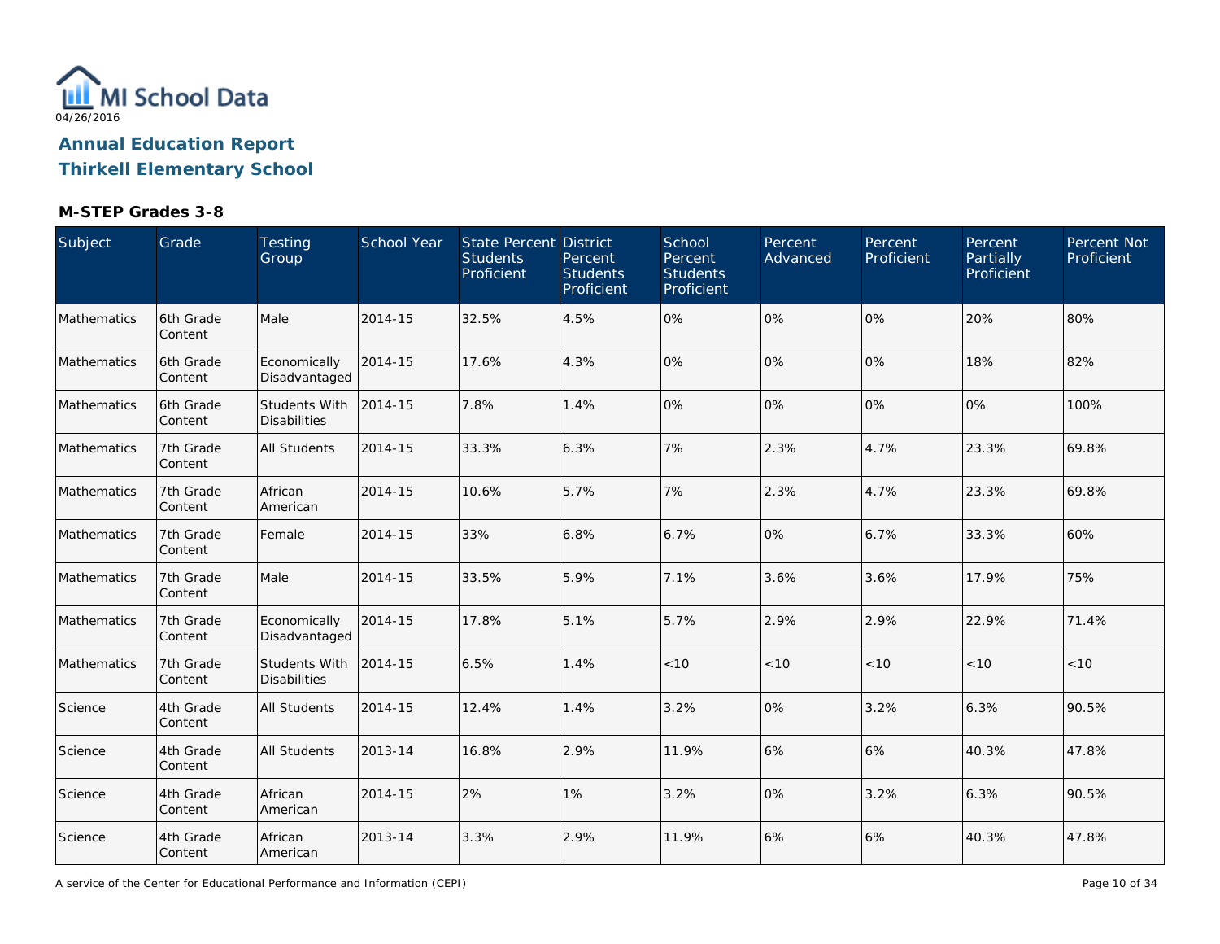MI School Data
04/26/2016

# Annual Education Report
## Thirkell Elementary School

### M-STEP Grades 3-8

| Subject | Grade | Testing Group | School Year | State Percent Students Proficient | District Percent Students Proficient | School Percent Students Proficient | Percent Advanced | Percent Proficient | Percent Partially Proficient | Percent Not Proficient |
|---|---|---|---|---|---|---|---|---|---|---|
| Mathematics | 6th Grade Content | Male | 2014-15 | 32.5% | 4.5% | 0% | 0% | 0% | 20% | 80% |
| Mathematics | 6th Grade Content | Economically Disadvantaged | 2014-15 | 17.6% | 4.3% | 0% | 0% | 0% | 18% | 82% |
| Mathematics | 6th Grade Content | Students With Disabilities | 2014-15 | 7.8% | 1.4% | 0% | 0% | 0% | 0% | 100% |
| Mathematics | 7th Grade Content | All Students | 2014-15 | 33.3% | 6.3% | 7% | 2.3% | 4.7% | 23.3% | 69.8% |
| Mathematics | 7th Grade Content | African American | 2014-15 | 10.6% | 5.7% | 7% | 2.3% | 4.7% | 23.3% | 69.8% |
| Mathematics | 7th Grade Content | Female | 2014-15 | 33% | 6.8% | 6.7% | 0% | 6.7% | 33.3% | 60% |
| Mathematics | 7th Grade Content | Male | 2014-15 | 33.5% | 5.9% | 7.1% | 3.6% | 3.6% | 17.9% | 75% |
| Mathematics | 7th Grade Content | Economically Disadvantaged | 2014-15 | 17.8% | 5.1% | 5.7% | 2.9% | 2.9% | 22.9% | 71.4% |
| Mathematics | 7th Grade Content | Students With Disabilities | 2014-15 | 6.5% | 1.4% | <10 | <10 | <10 | <10 | <10 |
| Science | 4th Grade Content | All Students | 2014-15 | 12.4% | 1.4% | 3.2% | 0% | 3.2% | 6.3% | 90.5% |
| Science | 4th Grade Content | All Students | 2013-14 | 16.8% | 2.9% | 11.9% | 6% | 6% | 40.3% | 47.8% |
| Science | 4th Grade Content | African American | 2014-15 | 2% | 1% | 3.2% | 0% | 3.2% | 6.3% | 90.5% |
| Science | 4th Grade Content | African American | 2013-14 | 3.3% | 2.9% | 11.9% | 6% | 6% | 40.3% | 47.8% |

A service of the Center for Educational Performance and Information (CEPI)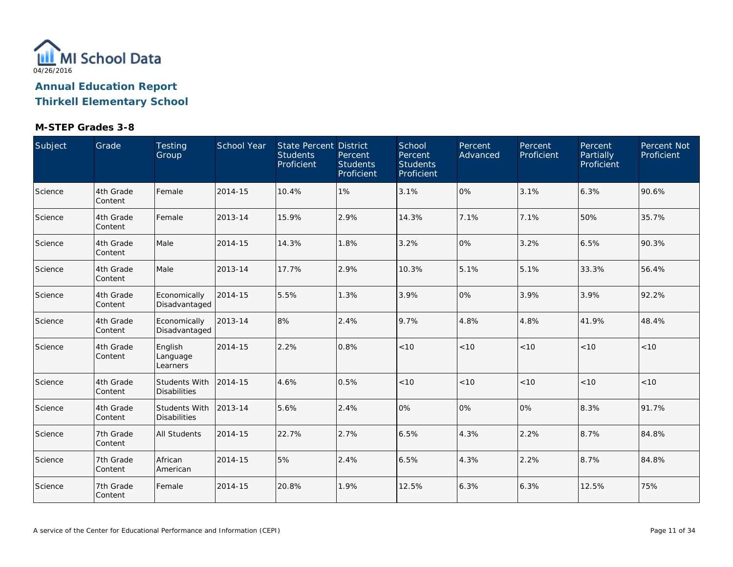04/26/2016

# Annual Education Report

## Thirkell Elementary School

### M-STEP Grades 3-8

| Subject | Grade | Testing Group | School Year | State Percent Students Proficient | District Percent Students Proficient | School Percent Students Proficient | Percent Advanced | Percent Proficient | Percent Partially Proficient | Percent Not Proficient |
|---|---|---|---|---|---|---|---|---|---|---|
| Science | 4th Grade Content | Female | 2014-15 | 10.4% | 1% | 3.1% | 0% | 3.1% | 6.3% | 90.6% |
| Science | 4th Grade Content | Female | 2013-14 | 15.9% | 2.9% | 14.3% | 7.1% | 7.1% | 50% | 35.7% |
| Science | 4th Grade Content | Male | 2014-15 | 14.3% | 1.8% | 3.2% | 0% | 3.2% | 6.5% | 90.3% |
| Science | 4th Grade Content | Male | 2013-14 | 17.7% | 2.9% | 10.3% | 5.1% | 5.1% | 33.3% | 56.4% |
| Science | 4th Grade Content | Economically Disadvantaged | 2014-15 | 5.5% | 1.3% | 3.9% | 0% | 3.9% | 3.9% | 92.2% |
| Science | 4th Grade Content | Economically Disadvantaged | 2013-14 | 8% | 2.4% | 9.7% | 4.8% | 4.8% | 41.9% | 48.4% |
| Science | 4th Grade Content | English Language Learners | 2014-15 | 2.2% | 0.8% | <10 | <10 | <10 | <10 | <10 |
| Science | 4th Grade Content | Students With Disabilities | 2014-15 | 4.6% | 0.5% | <10 | <10 | <10 | <10 | <10 |
| Science | 4th Grade Content | Students With Disabilities | 2013-14 | 5.6% | 2.4% | 0% | 0% | 0% | 8.3% | 91.7% |
| Science | 7th Grade Content | All Students | 2014-15 | 22.7% | 2.7% | 6.5% | 4.3% | 2.2% | 8.7% | 84.8% |
| Science | 7th Grade Content | African American | 2014-15 | 5% | 2.4% | 6.5% | 4.3% | 2.2% | 8.7% | 84.8% |
| Science | 7th Grade Content | Female | 2014-15 | 20.8% | 1.9% | 12.5% | 6.3% | 6.3% | 12.5% | 75% |

A service of the Center for Educational Performance and Information (CEPI)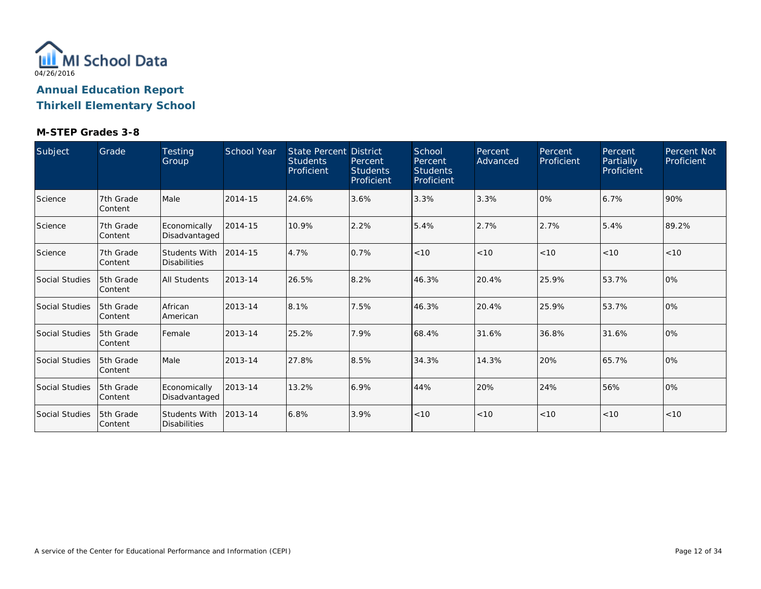MI School Data
04/26/2016

# Annual Education Report
## Thirkell Elementary School

### M-STEP Grades 3-8

| Subject | Grade | Testing Group | School Year | State Percent Students Proficient | District Percent Students Proficient | School Percent Students Proficient | Percent Advanced | Percent Proficient | Percent Partially Proficient | Percent Not Proficient |
|---|---|---|---|---|---|---|---|---|---|---|
| Science | 7th Grade Content | Male | 2014-15 | 24.6% | 3.6% | 3.3% | 3.3% | 0% | 6.7% | 90% |
| Science | 7th Grade Content | Economically Disadvantaged | 2014-15 | 10.9% | 2.2% | 5.4% | 2.7% | 2.7% | 5.4% | 89.2% |
| Science | 7th Grade Content | Students With Disabilities | 2014-15 | 4.7% | 0.7% | <10 | <10 | <10 | <10 | <10 |
| Social Studies | 5th Grade Content | All Students | 2013-14 | 26.5% | 8.2% | 46.3% | 20.4% | 25.9% | 53.7% | 0% |
| Social Studies | 5th Grade Content | African American | 2013-14 | 8.1% | 7.5% | 46.3% | 20.4% | 25.9% | 53.7% | 0% |
| Social Studies | 5th Grade Content | Female | 2013-14 | 25.2% | 7.9% | 68.4% | 31.6% | 36.8% | 31.6% | 0% |
| Social Studies | 5th Grade Content | Male | 2013-14 | 27.8% | 8.5% | 34.3% | 14.3% | 20% | 65.7% | 0% |
| Social Studies | 5th Grade Content | Economically Disadvantaged | 2013-14 | 13.2% | 6.9% | 44% | 20% | 24% | 56% | 0% |
| Social Studies | 5th Grade Content | Students With Disabilities | 2013-14 | 6.8% | 3.9% | <10 | <10 | <10 | <10 | <10 |

A service of the Center for Educational Performance and Information (CEPI)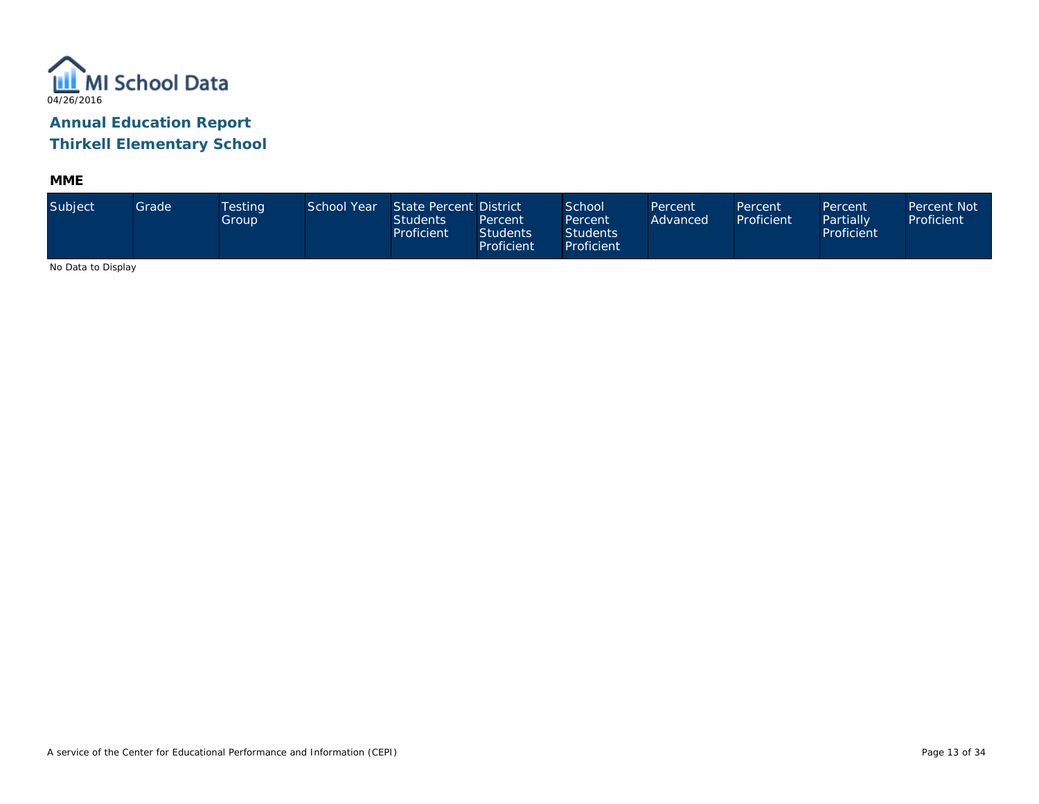MI School Data

04/26/2016

## Annual Education Report
## Thirkell Elementary School

### MME

| Subject | Grade | Testing Group | School Year | State Percent Students Proficient | District Percent Students Proficient | School Percent Students Proficient | Percent Advanced | Percent Proficient | Percent Partially Proficient | Percent Not Proficient |
|---|---|---|---|---|---|---|---|---|---|---|

No Data to Display

A service of the Center for Educational Performance and Information (CEPI)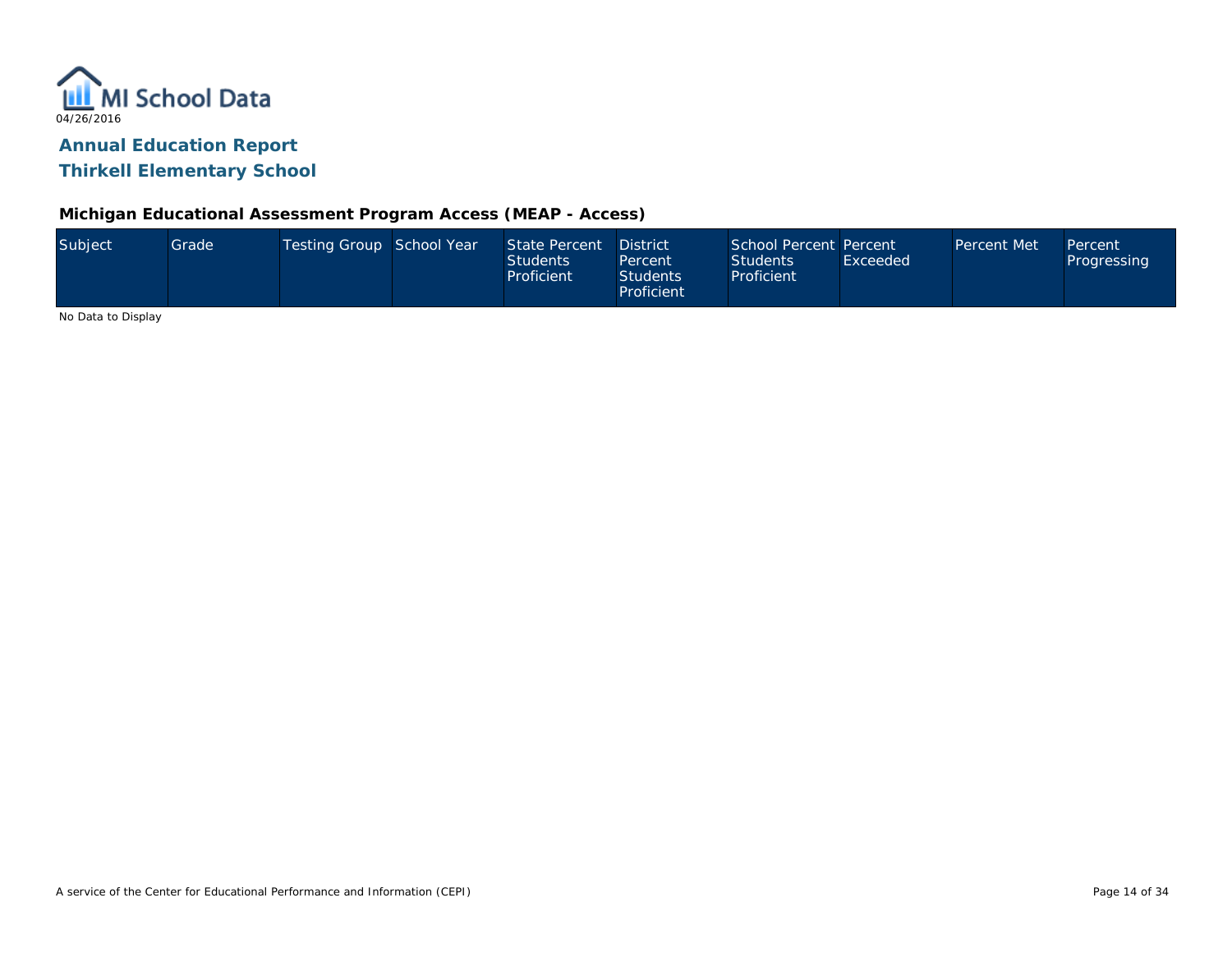MI School Data

04/26/2016

# Annual Education Report

## Thirkell Elementary School

### Michigan Educational Assessment Program Access (MEAP - Access)

| Subject | Grade | Testing Group | School Year | State Percent Students Proficient | District Percent Students Proficient | School Percent Students Proficient | Percent Exceeded | Percent Met | Percent Progressing |
|---|---|---|---|---|---|---|---|---|---|

No Data to Display

A service of the Center for Educational Performance and Information (CEPI)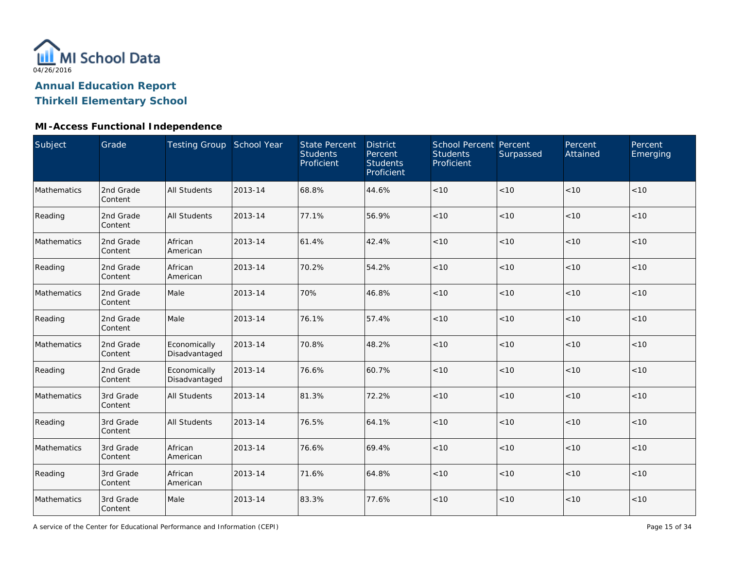MI School Data
04/26/2016

# Annual Education Report
## Thirkell Elementary School

### MI-Access Functional Independence

| Subject | Grade | Testing Group | School Year | State Percent Students Proficient | District Percent Students Proficient | School Percent Students Proficient | Percent Surpassed | Percent Attained | Percent Emerging |
|---|---|---|---|---|---|---|---|---|---|
| Mathematics | 2nd Grade Content | All Students | 2013-14 | 68.8% | 44.6% | <10 | <10 | <10 | <10 |
| Reading | 2nd Grade Content | All Students | 2013-14 | 77.1% | 56.9% | <10 | <10 | <10 | <10 |
| Mathematics | 2nd Grade Content | African American | 2013-14 | 61.4% | 42.4% | <10 | <10 | <10 | <10 |
| Reading | 2nd Grade Content | African American | 2013-14 | 70.2% | 54.2% | <10 | <10 | <10 | <10 |
| Mathematics | 2nd Grade Content | Male | 2013-14 | 70% | 46.8% | <10 | <10 | <10 | <10 |
| Reading | 2nd Grade Content | Male | 2013-14 | 76.1% | 57.4% | <10 | <10 | <10 | <10 |
| Mathematics | 2nd Grade Content | Economically Disadvantaged | 2013-14 | 70.8% | 48.2% | <10 | <10 | <10 | <10 |
| Reading | 2nd Grade Content | Economically Disadvantaged | 2013-14 | 76.6% | 60.7% | <10 | <10 | <10 | <10 |
| Mathematics | 3rd Grade Content | All Students | 2013-14 | 81.3% | 72.2% | <10 | <10 | <10 | <10 |
| Reading | 3rd Grade Content | All Students | 2013-14 | 76.5% | 64.1% | <10 | <10 | <10 | <10 |
| Mathematics | 3rd Grade Content | African American | 2013-14 | 76.6% | 69.4% | <10 | <10 | <10 | <10 |
| Reading | 3rd Grade Content | African American | 2013-14 | 71.6% | 64.8% | <10 | <10 | <10 | <10 |
| Mathematics | 3rd Grade Content | Male | 2013-14 | 83.3% | 77.6% | <10 | <10 | <10 | <10 |

A service of the Center for Educational Performance and Information (CEPI)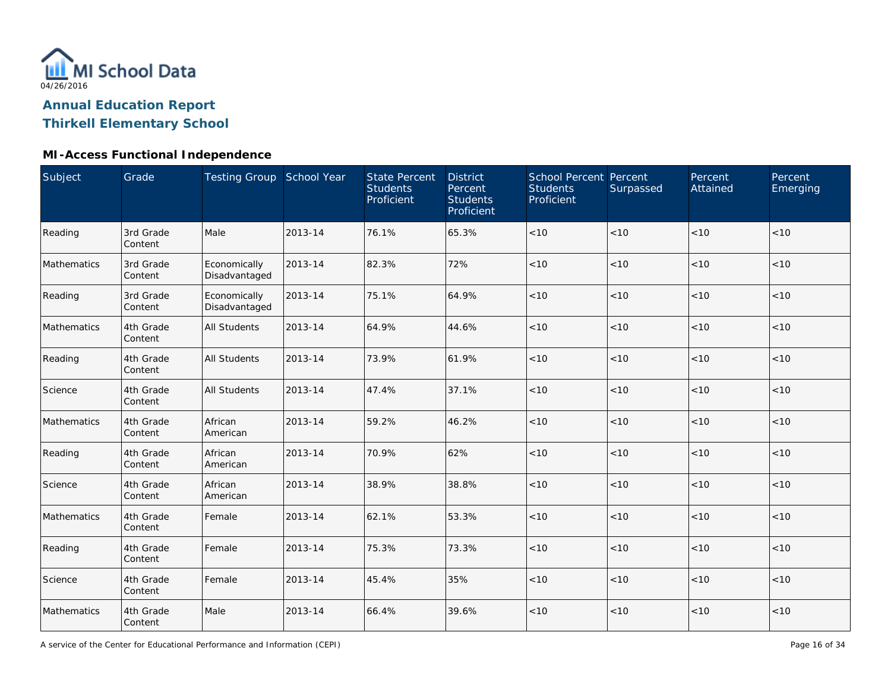MI School Data
04/26/2016

# Annual Education Report
# Thirkell Elementary School

## MI-Access Functional Independence

| Subject | Grade | Testing Group | School Year | State Percent Students Proficient | District Percent Students Proficient | School Percent Students Proficient | Percent Surpassed | Percent Attained | Percent Emerging |
|---|---|---|---|---|---|---|---|---|---|
| Reading | 3rd Grade Content | Male | 2013-14 | 76.1% | 65.3% | <10 | <10 | <10 | <10 |
| Mathematics | 3rd Grade Content | Economically Disadvantaged | 2013-14 | 82.3% | 72% | <10 | <10 | <10 | <10 |
| Reading | 3rd Grade Content | Economically Disadvantaged | 2013-14 | 75.1% | 64.9% | <10 | <10 | <10 | <10 |
| Mathematics | 4th Grade Content | All Students | 2013-14 | 64.9% | 44.6% | <10 | <10 | <10 | <10 |
| Reading | 4th Grade Content | All Students | 2013-14 | 73.9% | 61.9% | <10 | <10 | <10 | <10 |
| Science | 4th Grade Content | All Students | 2013-14 | 47.4% | 37.1% | <10 | <10 | <10 | <10 |
| Mathematics | 4th Grade Content | African American | 2013-14 | 59.2% | 46.2% | <10 | <10 | <10 | <10 |
| Reading | 4th Grade Content | African American | 2013-14 | 70.9% | 62% | <10 | <10 | <10 | <10 |
| Science | 4th Grade Content | African American | 2013-14 | 38.9% | 38.8% | <10 | <10 | <10 | <10 |
| Mathematics | 4th Grade Content | Female | 2013-14 | 62.1% | 53.3% | <10 | <10 | <10 | <10 |
| Reading | 4th Grade Content | Female | 2013-14 | 75.3% | 73.3% | <10 | <10 | <10 | <10 |
| Science | 4th Grade Content | Female | 2013-14 | 45.4% | 35% | <10 | <10 | <10 | <10 |
| Mathematics | 4th Grade Content | Male | 2013-14 | 66.4% | 39.6% | <10 | <10 | <10 | <10 |

A service of the Center for Educational Performance and Information (CEPI)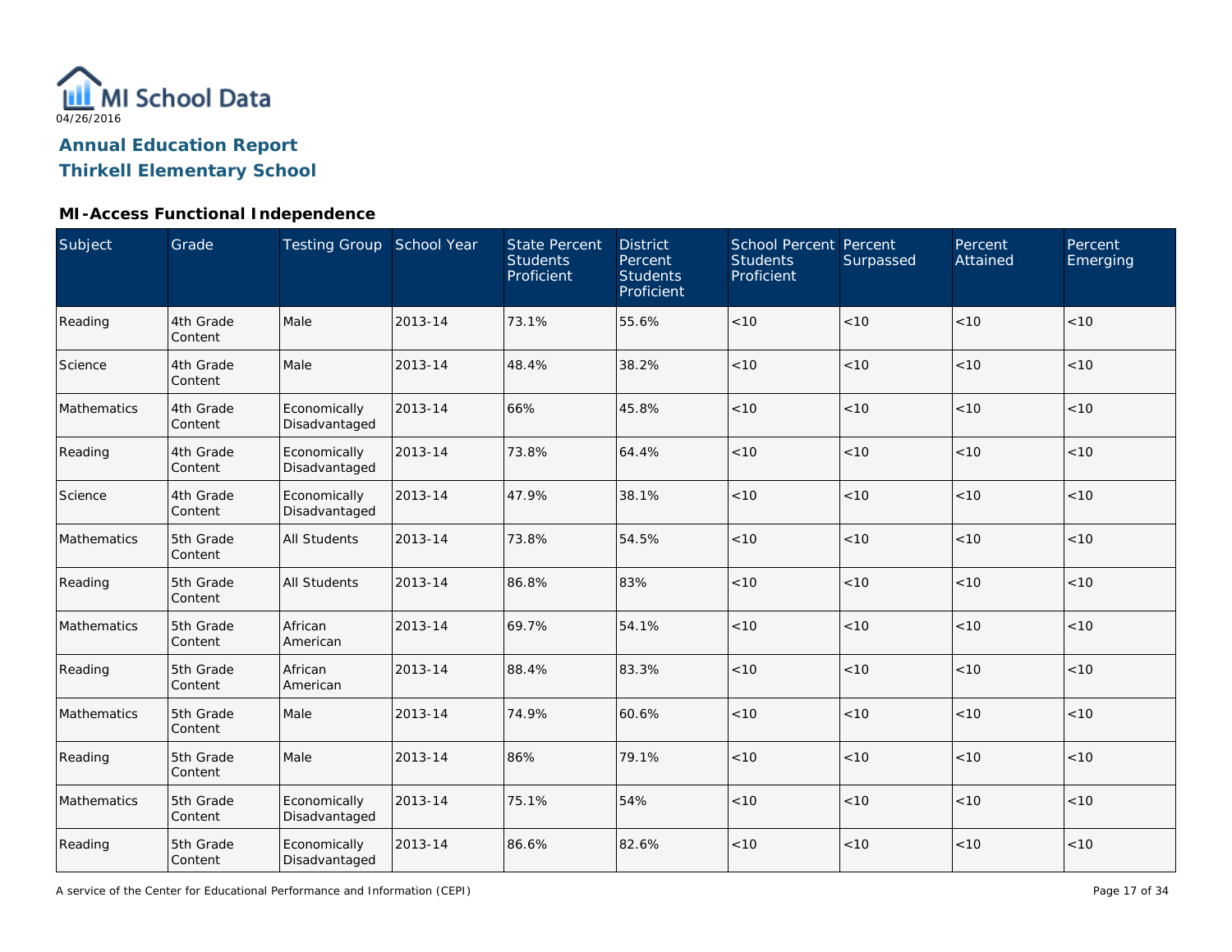MI School Data
04/26/2016

## Annual Education Report
## Thirkell Elementary School

### MI-Access Functional Independence

| Subject | Grade | Testing Group | School Year | State Percent Students Proficient | District Percent Students Proficient | School Percent Students Proficient | Percent Surpassed | Percent Attained | Percent Emerging |
|---|---|---|---|---|---|---|---|---|---|
| Reading | 4th Grade Content | Male | 2013-14 | 73.1% | 55.6% | <10 | <10 | <10 | <10 |
| Science | 4th Grade Content | Male | 2013-14 | 48.4% | 38.2% | <10 | <10 | <10 | <10 |
| Mathematics | 4th Grade Content | Economically Disadvantaged | 2013-14 | 66% | 45.8% | <10 | <10 | <10 | <10 |
| Reading | 4th Grade Content | Economically Disadvantaged | 2013-14 | 73.8% | 64.4% | <10 | <10 | <10 | <10 |
| Science | 4th Grade Content | Economically Disadvantaged | 2013-14 | 47.9% | 38.1% | <10 | <10 | <10 | <10 |
| Mathematics | 5th Grade Content | All Students | 2013-14 | 73.8% | 54.5% | <10 | <10 | <10 | <10 |
| Reading | 5th Grade Content | All Students | 2013-14 | 86.8% | 83% | <10 | <10 | <10 | <10 |
| Mathematics | 5th Grade Content | African American | 2013-14 | 69.7% | 54.1% | <10 | <10 | <10 | <10 |
| Reading | 5th Grade Content | African American | 2013-14 | 88.4% | 83.3% | <10 | <10 | <10 | <10 |
| Mathematics | 5th Grade Content | Male | 2013-14 | 74.9% | 60.6% | <10 | <10 | <10 | <10 |
| Reading | 5th Grade Content | Male | 2013-14 | 86% | 79.1% | <10 | <10 | <10 | <10 |
| Mathematics | 5th Grade Content | Economically Disadvantaged | 2013-14 | 75.1% | 54% | <10 | <10 | <10 | <10 |
| Reading | 5th Grade Content | Economically Disadvantaged | 2013-14 | 86.6% | 82.6% | <10 | <10 | <10 | <10 |

A service of the Center for Educational Performance and Information (CEPI)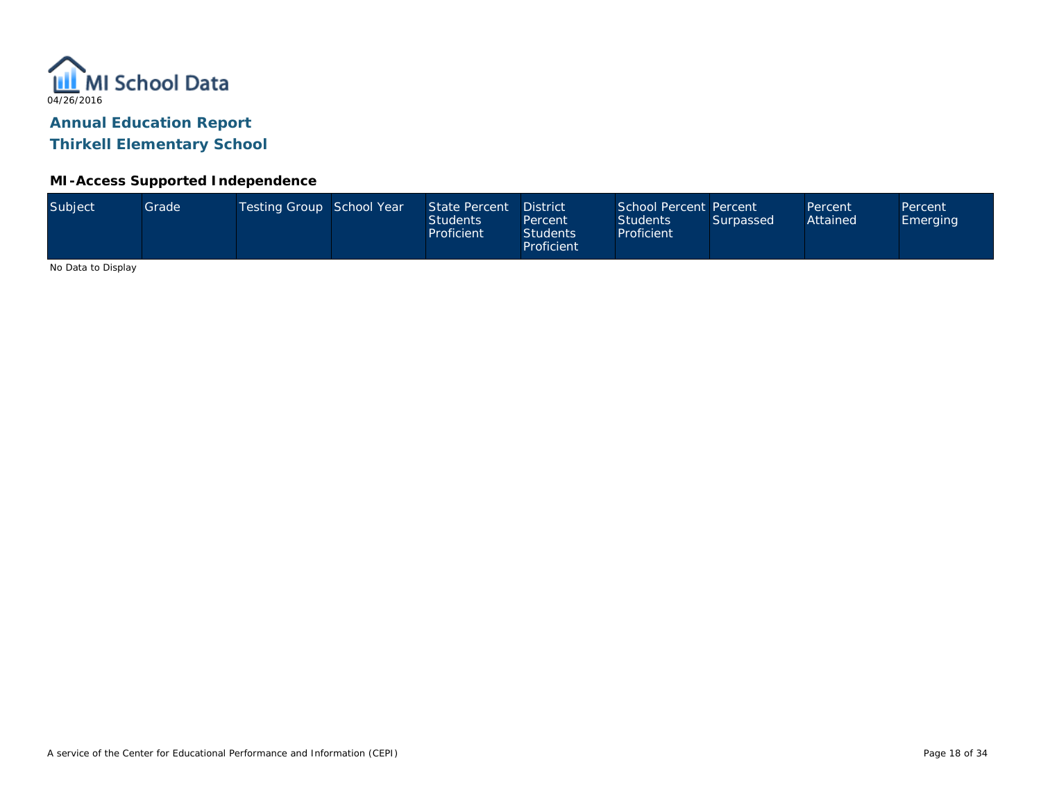MI School Data

04/26/2016

## Annual Education Report
## Thirkell Elementary School

### MI-Access Supported Independence

| Subject | Grade | Testing Group | School Year | State Percent Students Proficient | District Percent Students Proficient | School Percent Students Proficient | Percent Surpassed | Percent Attained | Percent Emerging |
|---|---|---|---|---|---|---|---|---|---|

No Data to Display

A service of the Center for Educational Performance and Information (CEPI)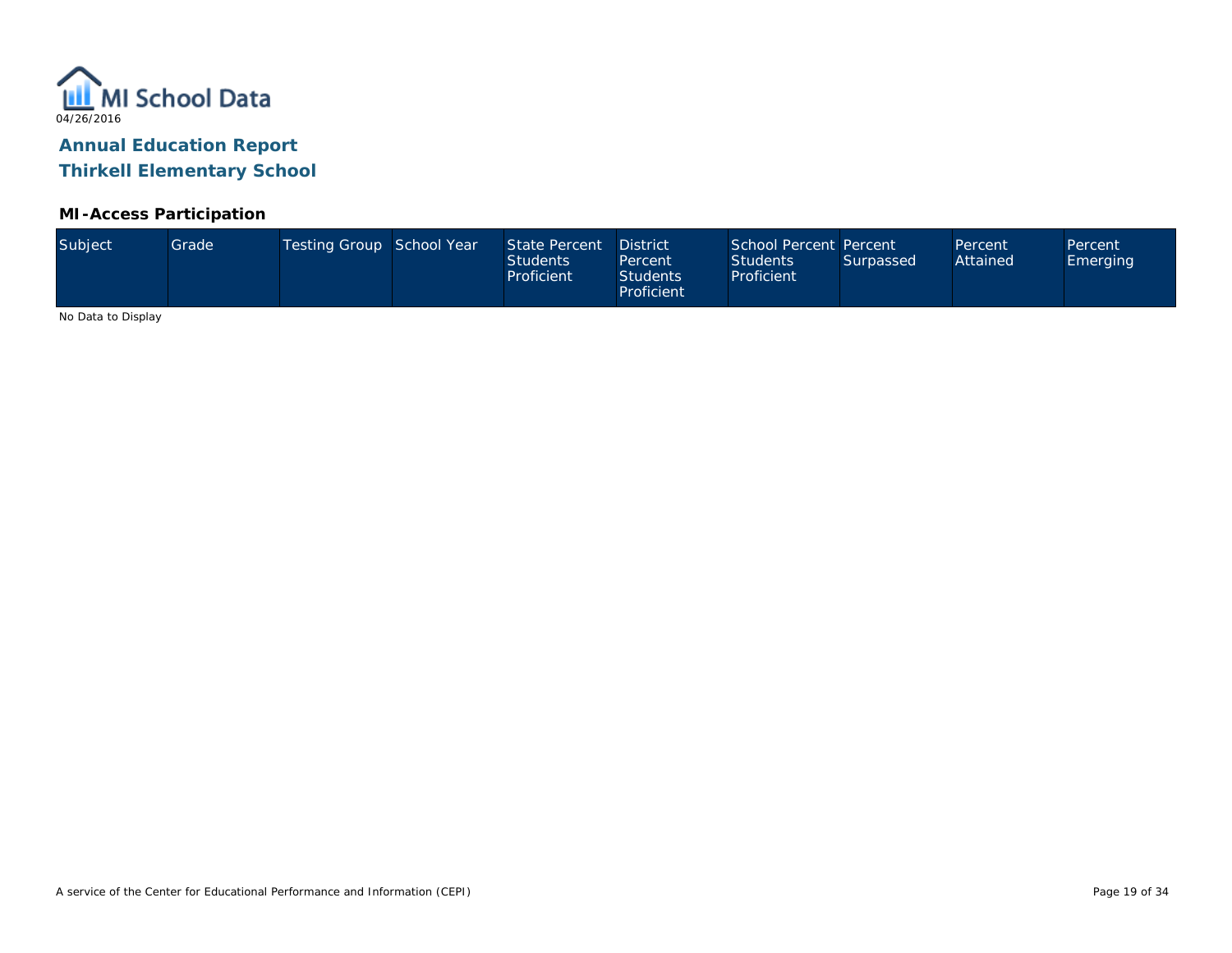04/26/2016

# Annual Education Report
# Thirkell Elementary School

### MI-Access Participation

| Subject | Grade | Testing Group | School Year | State Percent Students Proficient | District Percent Students Proficient | School Percent Students Proficient | Percent Surpassed | Percent Attained | Percent Emerging |
|---|---|---|---|---|---|---|---|---|---|

No Data to Display

A service of the Center for Educational Performance and Information (CEPI)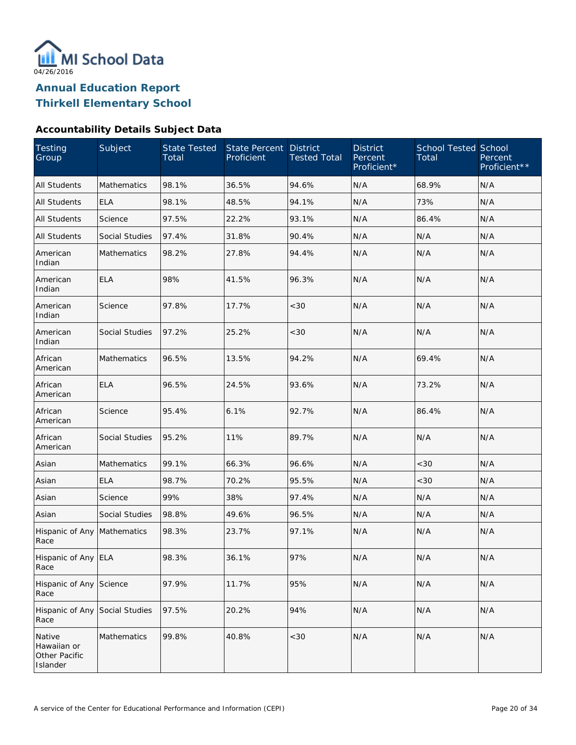MI School Data
04/26/2016

# Annual Education Report
# Thirkell Elementary School

### Accountability Details Subject Data

| Testing Group | Subject | State Tested Total | State Percent Proficient | District Tested Total | District Percent Proficient* | School Tested Total | School Percent Proficient** |
|---|---|---|---|---|---|---|---|
| All Students | Mathematics | 98.1% | 36.5% | 94.6% | N/A | 68.9% | N/A |
| All Students | ELA | 98.1% | 48.5% | 94.1% | N/A | 73% | N/A |
| All Students | Science | 97.5% | 22.2% | 93.1% | N/A | 86.4% | N/A |
| All Students | Social Studies | 97.4% | 31.8% | 90.4% | N/A | N/A | N/A |
| American Indian | Mathematics | 98.2% | 27.8% | 94.4% | N/A | N/A | N/A |
| American Indian | ELA | 98% | 41.5% | 96.3% | N/A | N/A | N/A |
| American Indian | Science | 97.8% | 17.7% | <30 | N/A | N/A | N/A |
| American Indian | Social Studies | 97.2% | 25.2% | <30 | N/A | N/A | N/A |
| African American | Mathematics | 96.5% | 13.5% | 94.2% | N/A | 69.4% | N/A |
| African American | ELA | 96.5% | 24.5% | 93.6% | N/A | 73.2% | N/A |
| African American | Science | 95.4% | 6.1% | 92.7% | N/A | 86.4% | N/A |
| African American | Social Studies | 95.2% | 11% | 89.7% | N/A | N/A | N/A |
| Asian | Mathematics | 99.1% | 66.3% | 96.6% | N/A | <30 | N/A |
| Asian | ELA | 98.7% | 70.2% | 95.5% | N/A | <30 | N/A |
| Asian | Science | 99% | 38% | 97.4% | N/A | N/A | N/A |
| Asian | Social Studies | 98.8% | 49.6% | 96.5% | N/A | N/A | N/A |
| Hispanic of Any Race | Mathematics | 98.3% | 23.7% | 97.1% | N/A | N/A | N/A |
| Hispanic of Any Race | ELA | 98.3% | 36.1% | 97% | N/A | N/A | N/A |
| Hispanic of Any Race | Science | 97.9% | 11.7% | 95% | N/A | N/A | N/A |
| Hispanic of Any Race | Social Studies | 97.5% | 20.2% | 94% | N/A | N/A | N/A |
| Native Hawaiian or Other Pacific Islander | Mathematics | 99.8% | 40.8% | <30 | N/A | N/A | N/A |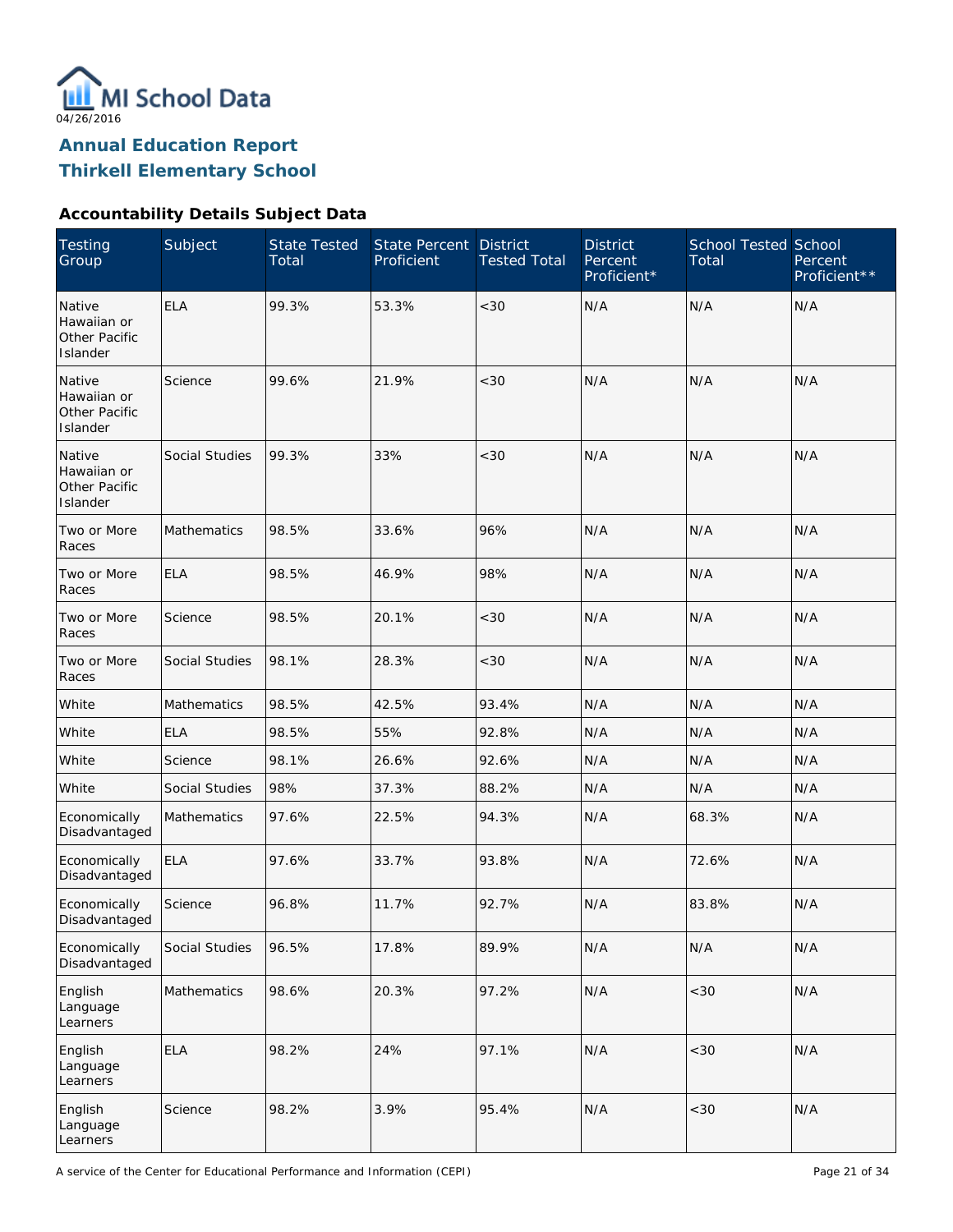MI School Data

04/26/2016

## Annual Education Report
## Thirkell Elementary School

### Accountability Details Subject Data

| Testing Group | Subject | State Tested Total | State Percent Proficient | District Tested Total | District Percent Proficient* | School Tested Total | School Percent Proficient** |
|---|---|---|---|---|---|---|---|
| Native Hawaiian or Other Pacific Islander | ELA | 99.3% | 53.3% | <30 | N/A | N/A | N/A |
| Native Hawaiian or Other Pacific Islander | Science | 99.6% | 21.9% | <30 | N/A | N/A | N/A |
| Native Hawaiian or Other Pacific Islander | Social Studies | 99.3% | 33% | <30 | N/A | N/A | N/A |
| Two or More Races | Mathematics | 98.5% | 33.6% | 96% | N/A | N/A | N/A |
| Two or More Races | ELA | 98.5% | 46.9% | 98% | N/A | N/A | N/A |
| Two or More Races | Science | 98.5% | 20.1% | <30 | N/A | N/A | N/A |
| Two or More Races | Social Studies | 98.1% | 28.3% | <30 | N/A | N/A | N/A |
| White | Mathematics | 98.5% | 42.5% | 93.4% | N/A | N/A | N/A |
| White | ELA | 98.5% | 55% | 92.8% | N/A | N/A | N/A |
| White | Science | 98.1% | 26.6% | 92.6% | N/A | N/A | N/A |
| White | Social Studies | 98% | 37.3% | 88.2% | N/A | N/A | N/A |
| Economically Disadvantaged | Mathematics | 97.6% | 22.5% | 94.3% | N/A | 68.3% | N/A |
| Economically Disadvantaged | ELA | 97.6% | 33.7% | 93.8% | N/A | 72.6% | N/A |
| Economically Disadvantaged | Science | 96.8% | 11.7% | 92.7% | N/A | 83.8% | N/A |
| Economically Disadvantaged | Social Studies | 96.5% | 17.8% | 89.9% | N/A | N/A | N/A |
| English Language Learners | Mathematics | 98.6% | 20.3% | 97.2% | N/A | <30 | N/A |
| English Language Learners | ELA | 98.2% | 24% | 97.1% | N/A | <30 | N/A |
| English Language Learners | Science | 98.2% | 3.9% | 95.4% | N/A | <30 | N/A |

A service of the Center for Educational Performance and Information (CEPI)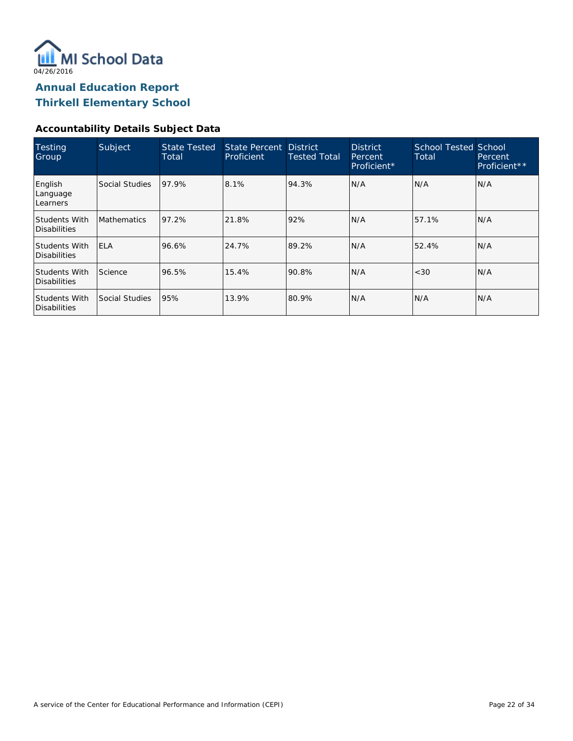MI School Data

04/26/2016

## Annual Education Report
## Thirkell Elementary School

### Accountability Details Subject Data

| Testing Group | Subject | State Tested Total | State Percent Proficient | District Tested Total | District Percent Proficient* | School Tested Total | School Percent Proficient** |
|---|---|---|---|---|---|---|---|
| English Language Learners | Social Studies | 97.9% | 8.1% | 94.3% | N/A | N/A | N/A |
| Students With Disabilities | Mathematics | 97.2% | 21.8% | 92% | N/A | 57.1% | N/A |
| Students With Disabilities | ELA | 96.6% | 24.7% | 89.2% | N/A | 52.4% | N/A |
| Students With Disabilities | Science | 96.5% | 15.4% | 90.8% | N/A | <30 | N/A |
| Students With Disabilities | Social Studies | 95% | 13.9% | 80.9% | N/A | N/A | N/A |

A service of the Center for Educational Performance and Information (CEPI)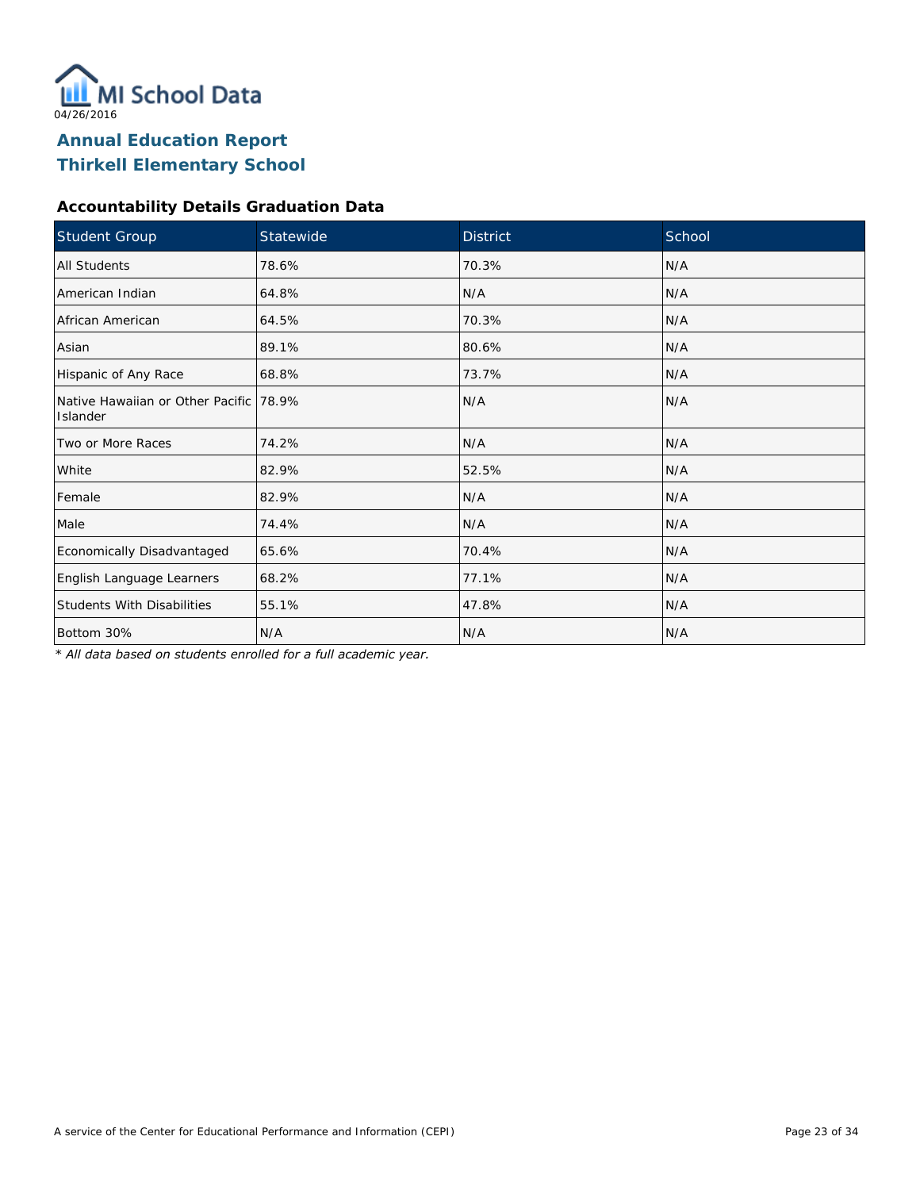MI School Data

04/26/2016

## Annual Education Report
## Thirkell Elementary School

### Accountability Details Graduation Data

| Student Group | Statewide | District | School |
|---|---|---|---|
| All Students | 78.6% | 70.3% | N/A |
| American Indian | 64.8% | N/A | N/A |
| African American | 64.5% | 70.3% | N/A |
| Asian | 89.1% | 80.6% | N/A |
| Hispanic of Any Race | 68.8% | 73.7% | N/A |
| Native Hawaiian or Other Pacific Islander | 78.9% | N/A | N/A |
| Two or More Races | 74.2% | N/A | N/A |
| White | 82.9% | 52.5% | N/A |
| Female | 82.9% | N/A | N/A |
| Male | 74.4% | N/A | N/A |
| Economically Disadvantaged | 65.6% | 70.4% | N/A |
| English Language Learners | 68.2% | 77.1% | N/A |
| Students With Disabilities | 55.1% | 47.8% | N/A |
| Bottom 30% | N/A | N/A | N/A |

*\* All data based on students enrolled for a full academic year.*

A service of the Center for Educational Performance and Information (CEPI)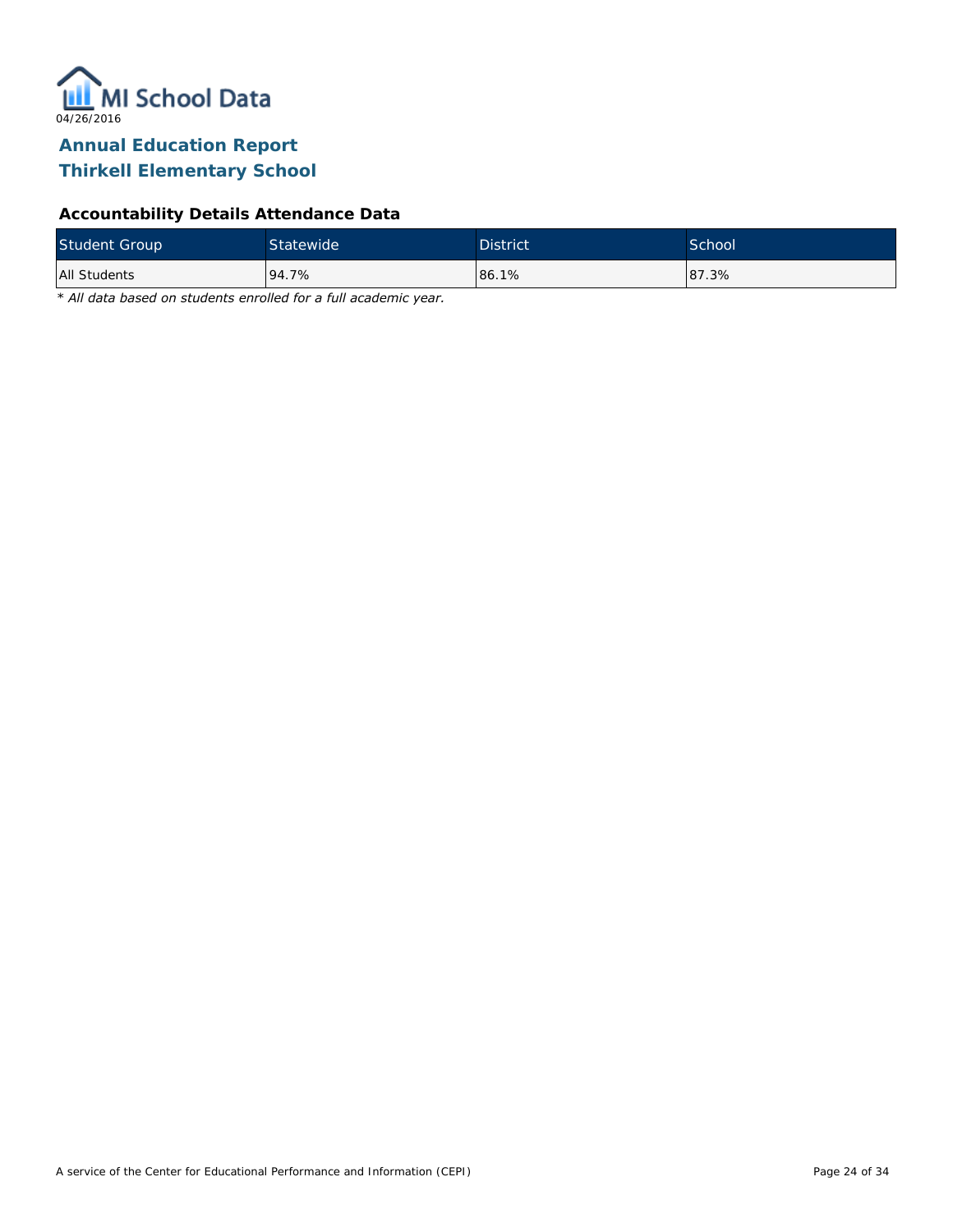MI School Data

04/26/2016

# Annual Education Report
# Thirkell Elementary School

### Accountability Details Attendance Data

| Student Group | Statewide | District | School |
|---|---|---|---|
| All Students | 94.7% | 86.1% | 87.3% |

*\* All data based on students enrolled for a full academic year.*

A service of the Center for Educational Performance and Information (CEPI)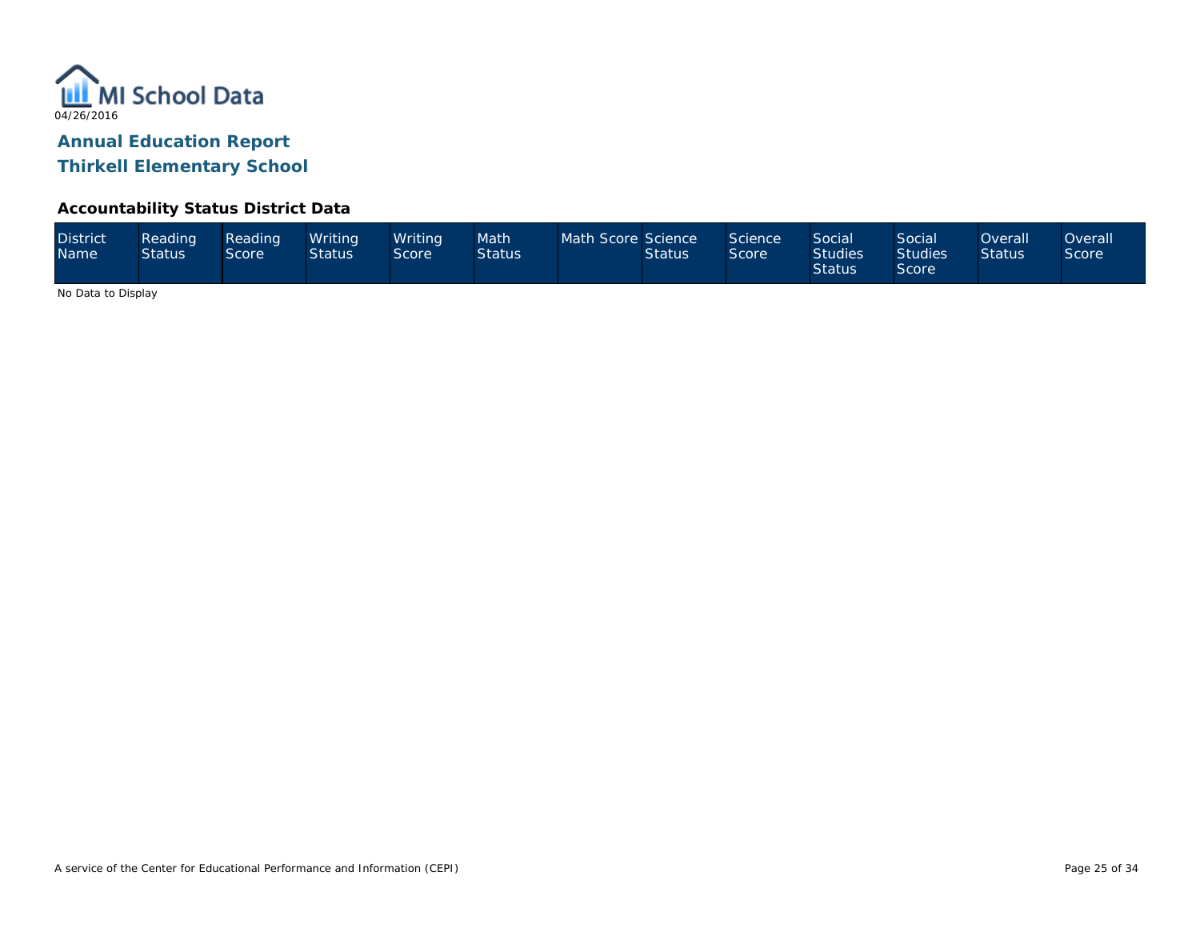MI School Data

04/26/2016

## Annual Education Report

## Thirkell Elementary School

### Accountability Status District Data

| District Name | Reading Status | Reading Score | Writing Status | Writing Score | Math Status | Math Score | Science Status | Science Score | Social Studies Status | Social Studies Score | Overall Status | Overall Score |
|---|---|---|---|---|---|---|---|---|---|---|---|---|

No Data to Display

A service of the Center for Educational Performance and Information (CEPI)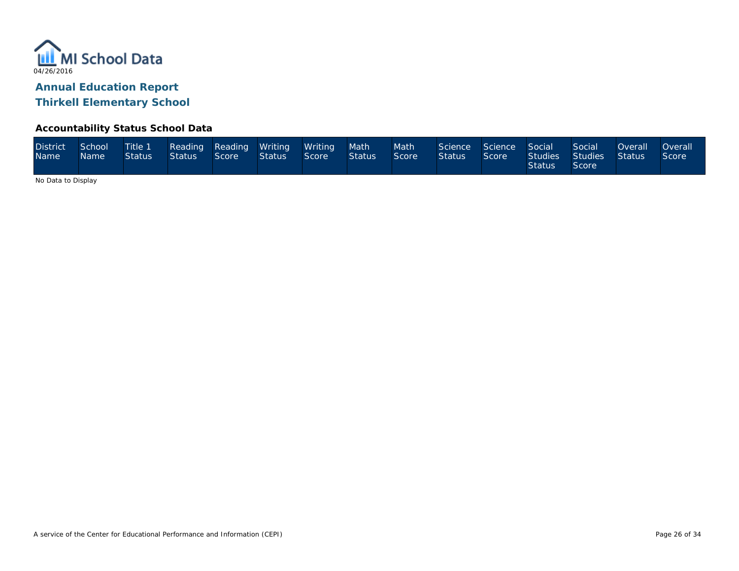MI School Data

04/26/2016

## Annual Education Report
## Thirkell Elementary School

### Accountability Status School Data

| District Name | School Name | Title 1 Status | Reading Status | Reading Score | Writing Status | Writing Score | Math Status | Math Score | Science Status | Science Score | Social Studies Status | Social Studies Score | Overall Status | Overall Score |
|---|---|---|---|---|---|---|---|---|---|---|---|---|---|---|

No Data to Display

A service of the Center for Educational Performance and Information (CEPI)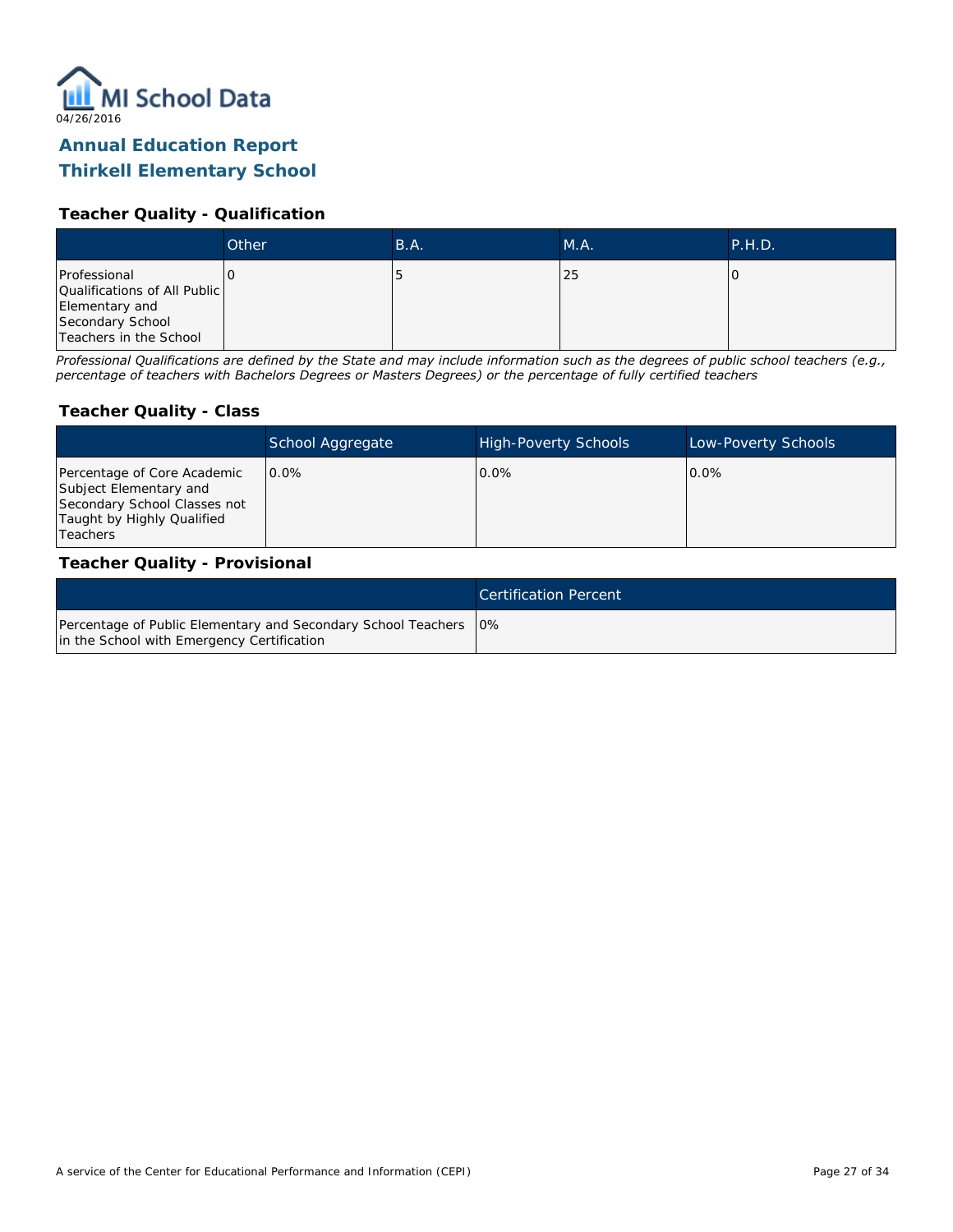MI School Data
04/26/2016

# Annual Education Report
# Thirkell Elementary School

### Teacher Quality - Qualification

| | Other | B.A. | M.A. | P.H.D. |
|---|---|---|---|---|
| Professional Qualifications of All Public Elementary and Secondary School Teachers in the School | 0 | 5 | 25 | 0 |

*Professional Qualifications are defined by the State and may include information such as the degrees of public school teachers (e.g., percentage of teachers with Bachelors Degrees or Masters Degrees) or the percentage of fully certified teachers*

### Teacher Quality - Class

| | School Aggregate | High-Poverty Schools | Low-Poverty Schools |
|---|---|---|---|
| Percentage of Core Academic Subject Elementary and Secondary School Classes not Taught by Highly Qualified Teachers | 0.0% | 0.0% | 0.0% |

### Teacher Quality - Provisional

| | Certification Percent |
|---|---|
| Percentage of Public Elementary and Secondary School Teachers in the School with Emergency Certification | 0% |

A service of the Center for Educational Performance and Information (CEPI)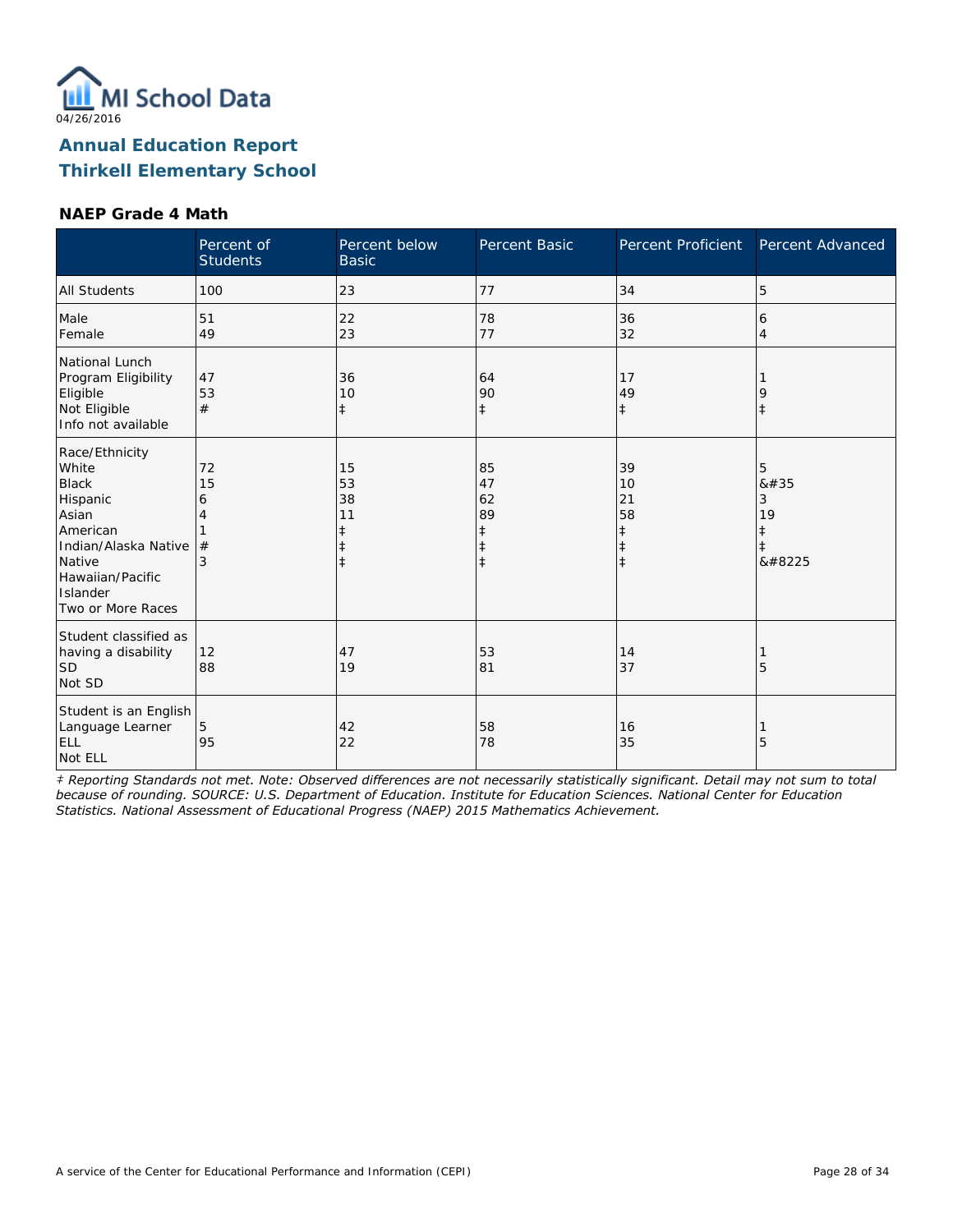MI School Data
04/26/2016

# Annual Education Report
# Thirkell Elementary School

### NAEP Grade 4 Math

| | Percent of Students | Percent below Basic | Percent Basic | Percent Proficient | Percent Advanced |
|---|---|---|---|---|---|
| All Students | 100 | 23 | 77 | 34 | 5 |
| Male | 51 | 22 | 78 | 36 | 6 |
| Female | 49 | 23 | 77 | 32 | 4 |
| National Lunch Program Eligibility | | | | | |
| Eligible | 47 | 36 | 64 | 17 | 1 |
| Not Eligible | 53 | 10 | 90 | 49 | 9 |
| Info not available | # | ‡ | ‡ | ‡ | ‡ |
| Race/Ethnicity | | | | | |
| White | 72 | 15 | 85 | 39 | 5 |
| Black | 15 | 53 | 47 | 10 | &#35 |
| Hispanic | 6 | 38 | 62 | 21 | 3 |
| Asian | 4 | 11 | 89 | 58 | 19 |
| American Indian/Alaska Native | 1 | ‡ | ‡ | ‡ | ‡ |
| Native Hawaiian/Pacific Islander | # | ‡ | ‡ | ‡ | ‡ |
| Two or More Races | 3 | ‡ | ‡ | ‡ | &#8225 |
| Student classified as having a disability | | | | | |
| SD | 12 | 47 | 53 | 14 | 1 |
| Not SD | 88 | 19 | 81 | 37 | 5 |
| Student is an English Language Learner | | | | | |
| ELL | 5 | 42 | 58 | 16 | 1 |
| Not ELL | 95 | 22 | 78 | 35 | 5 |

*‡ Reporting Standards not met. Note: Observed differences are not necessarily statistically significant. Detail may not sum to total because of rounding. SOURCE: U.S. Department of Education. Institute for Education Sciences. National Center for Education Statistics. National Assessment of Educational Progress (NAEP) 2015 Mathematics Achievement.*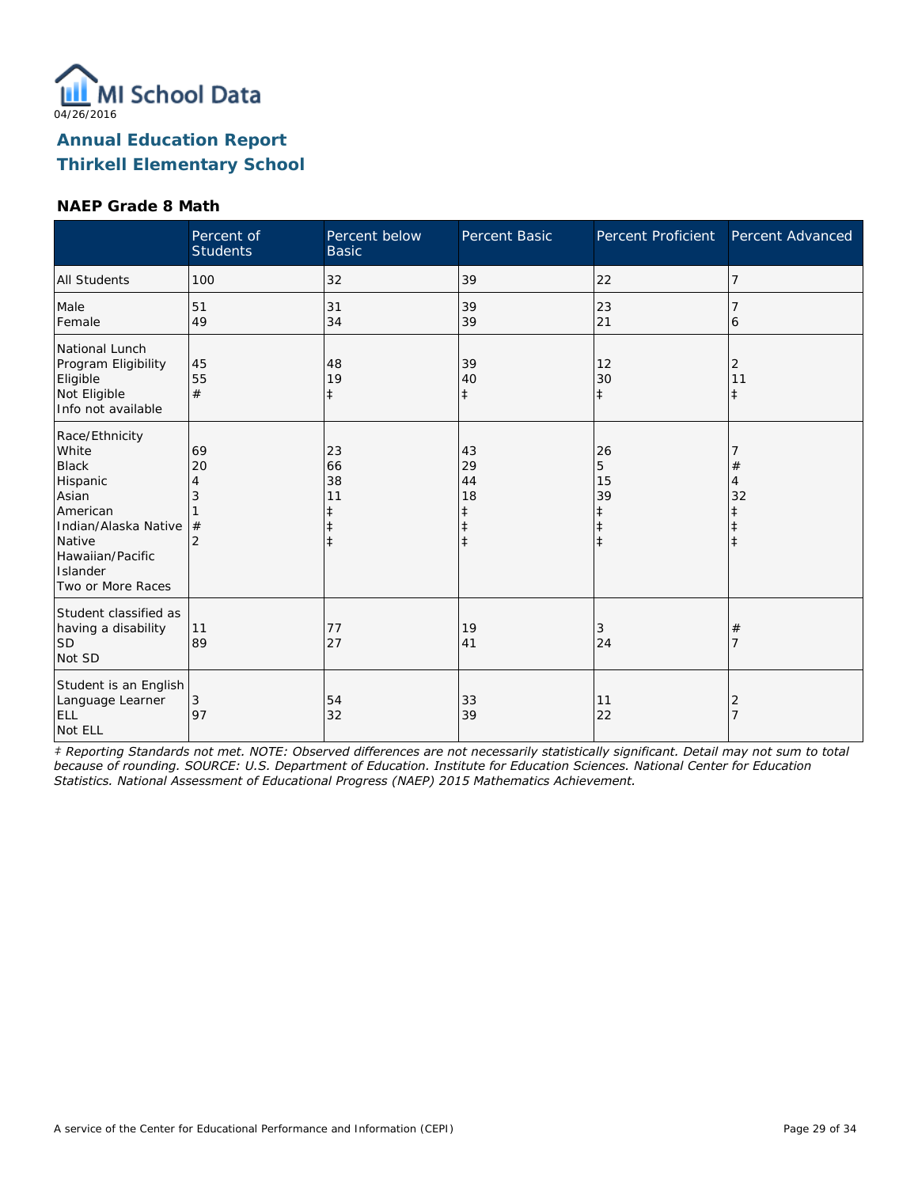MI School Data

04/26/2016

## Annual Education Report
## Thirkell Elementary School

### NAEP Grade 8 Math

| | Percent of Students | Percent below Basic | Percent Basic | Percent Proficient | Percent Advanced |
|---|---|---|---|---|---|
| All Students | 100 | 32 | 39 | 22 | 7 |
| Male | 51 | 31 | 39 | 23 | 7 |
| Female | 49 | 34 | 39 | 21 | 6 |
| National Lunch Program Eligibility | | | | | |
| Eligible | 45 | 48 | 39 | 12 | 2 |
| Not Eligible | 55 | 19 | 40 | 30 | 11 |
| Info not available | # | ‡ | ‡ | ‡ | ‡ |
| Race/Ethnicity | | | | | |
| White | 69 | 23 | 43 | 26 | 7 |
| Black | 20 | 66 | 29 | 5 | # |
| Hispanic | 4 | 38 | 44 | 15 | 4 |
| Asian | 3 | 11 | 18 | 39 | 32 |
| American Indian/Alaska Native | 1 | ‡ | ‡ | ‡ | ‡ |
| Native Hawaiian/Pacific Islander | # | ‡ | ‡ | ‡ | ‡ |
| Two or More Races | 2 | ‡ | ‡ | ‡ | ‡ |
| Student classified as having a disability | | | | | |
| SD | 11 | 77 | 19 | 3 | # |
| Not SD | 89 | 27 | 41 | 24 | 7 |
| Student is an English Language Learner | | | | | |
| ELL | 3 | 54 | 33 | 11 | 2 |
| Not ELL | 97 | 32 | 39 | 22 | 7 |

*‡ Reporting Standards not met. NOTE: Observed differences are not necessarily statistically significant. Detail may not sum to total because of rounding. SOURCE: U.S. Department of Education. Institute for Education Sciences. National Center for Education Statistics. National Assessment of Educational Progress (NAEP) 2015 Mathematics Achievement.*

A service of the Center for Educational Performance and Information (CEPI)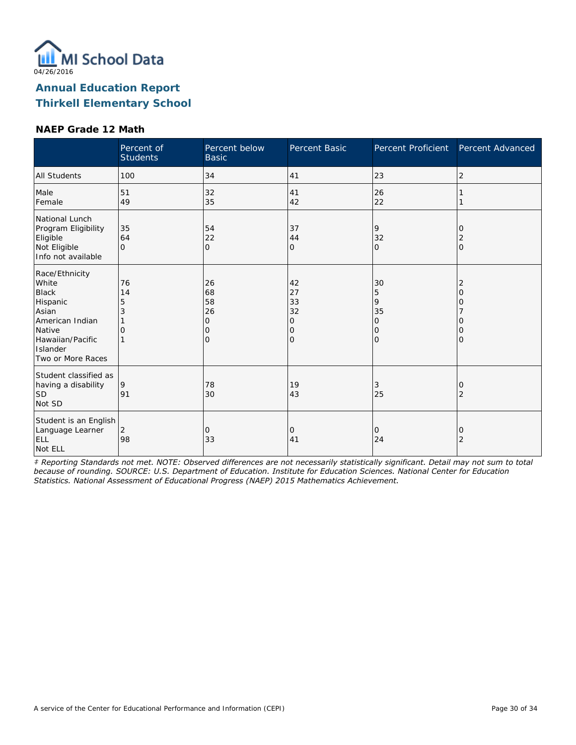MI School Data

04/26/2016

# Annual Education Report
# Thirkell Elementary School

### NAEP Grade 12 Math

| | Percent of Students | Percent below Basic | Percent Basic | Percent Proficient | Percent Advanced |
|---|---|---|---|---|---|
| All Students | 100 | 34 | 41 | 23 | 2 |
| Male | 51 | 32 | 41 | 26 | 1 |
| Female | 49 | 35 | 42 | 22 | 1 |
| National Lunch Program Eligibility | | | | | |
| Eligible | 35 | 54 | 37 | 9 | 0 |
| Not Eligible | 64 | 22 | 44 | 32 | 2 |
| Info not available | 0 | 0 | 0 | 0 | 0 |
| Race/Ethnicity | | | | | |
| White | 76 | 26 | 42 | 30 | 2 |
| Black | 14 | 68 | 27 | 5 | 0 |
| Hispanic | 5 | 58 | 33 | 9 | 0 |
| Asian | 3 | 26 | 32 | 35 | 7 |
| American Indian | 1 | 0 | 0 | 0 | 0 |
| Native Hawaiian/Pacific Islander | 0 | 0 | 0 | 0 | 0 |
| Two or More Races | 1 | 0 | 0 | 0 | 0 |
| Student classified as having a disability | | | | | |
| SD | 9 | 78 | 19 | 3 | 0 |
| Not SD | 91 | 30 | 43 | 25 | 2 |
| Student is an English Language Learner | | | | | |
| ELL | 2 | 0 | 0 | 0 | 0 |
| Not ELL | 98 | 33 | 41 | 24 | 2 |

*‡ Reporting Standards not met. NOTE: Observed differences are not necessarily statistically significant. Detail may not sum to total because of rounding. SOURCE: U.S. Department of Education. Institute for Education Sciences. National Center for Education Statistics. National Assessment of Educational Progress (NAEP) 2015 Mathematics Achievement.*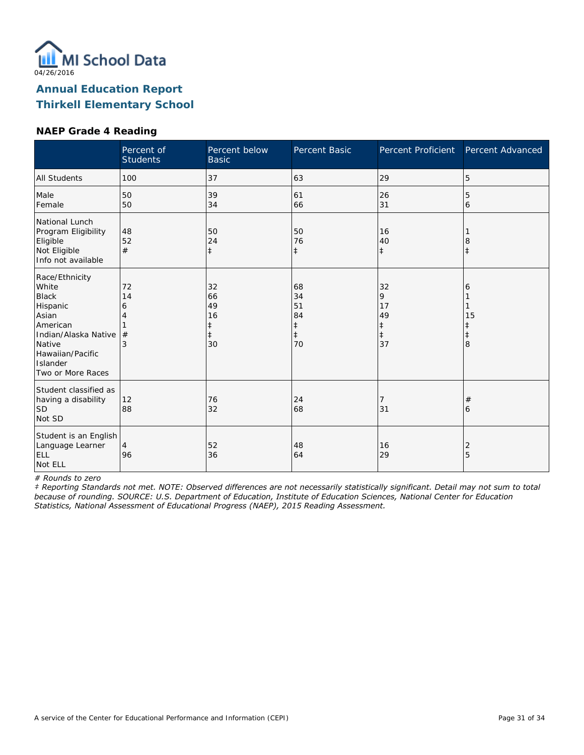04/26/2016

## Annual Education Report
## Thirkell Elementary School

### NAEP Grade 4 Reading

| | Percent of Students | Percent below Basic | Percent Basic | Percent Proficient | Percent Advanced |
|---|---|---|---|---|---|
| All Students | 100 | 37 | 63 | 29 | 5 |
| Male | 50 | 39 | 61 | 26 | 5 |
| Female | 50 | 34 | 66 | 31 | 6 |
| National Lunch Program Eligibility | | | | | |
| Eligible | 48 | 50 | 50 | 16 | 1 |
| Not Eligible | 52 | 24 | 76 | 40 | 8 |
| Info not available | # | ‡ | ‡ | ‡ | ‡ |
| Race/Ethnicity | | | | | |
| White | 72 | 32 | 68 | 32 | 6 |
| Black | 14 | 66 | 34 | 9 | 1 |
| Hispanic | 6 | 49 | 51 | 17 | 1 |
| Asian | 4 | 16 | 84 | 49 | 15 |
| American Indian/Alaska Native | 1 | ‡ | ‡ | ‡ | ‡ |
| Native Hawaiian/Pacific Islander | # | ‡ | ‡ | ‡ | ‡ |
| Two or More Races | 3 | 30 | 70 | 37 | 8 |
| Student classified as having a disability | | | | | |
| SD | 12 | 76 | 24 | 7 | # |
| Not SD | 88 | 32 | 68 | 31 | 6 |
| Student is an English Language Learner | | | | | |
| ELL | 4 | 52 | 48 | 16 | 2 |
| Not ELL | 96 | 36 | 64 | 29 | 5 |

*# Rounds to zero*

*‡ Reporting Standards not met. NOTE: Observed differences are not necessarily statistically significant. Detail may not sum to total because of rounding. SOURCE: U.S. Department of Education, Institute of Education Sciences, National Center for Education Statistics, National Assessment of Educational Progress (NAEP), 2015 Reading Assessment.*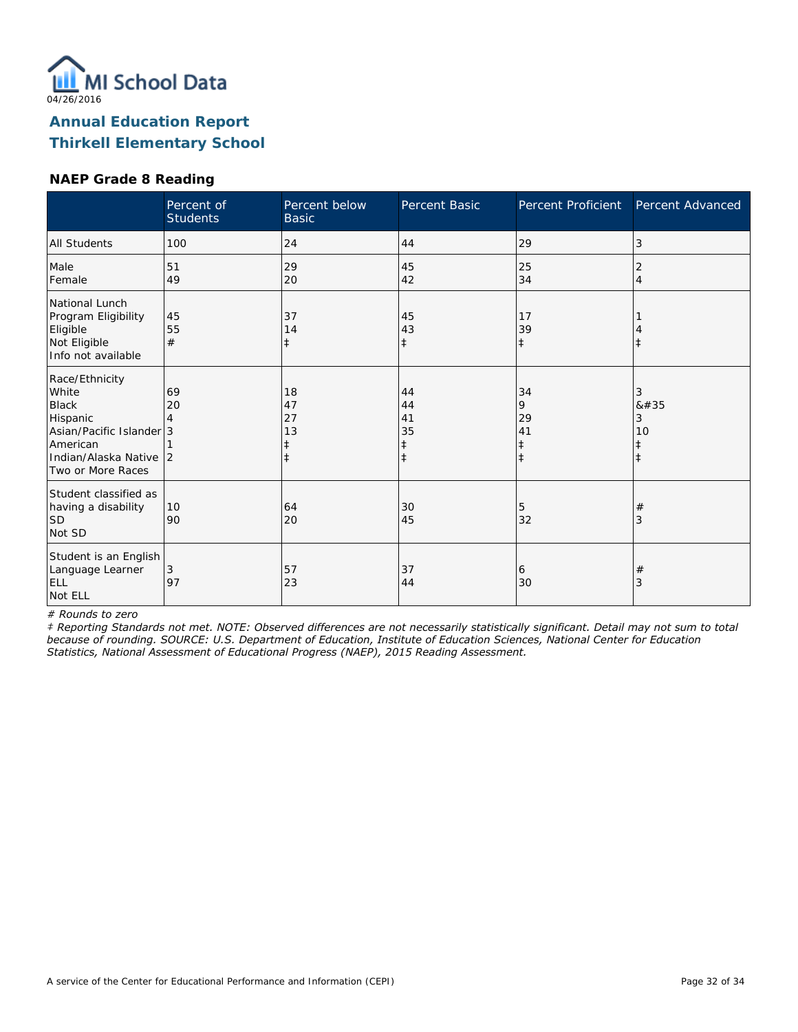04/26/2016

# Annual Education Report
# Thirkell Elementary School

### NAEP Grade 8 Reading

| | Percent of Students | Percent below Basic | Percent Basic | Percent Proficient | Percent Advanced |
|---|---|---|---|---|---|
| All Students | 100 | 24 | 44 | 29 | 3 |
| Male | 51 | 29 | 45 | 25 | 2 |
| Female | 49 | 20 | 42 | 34 | 4 |
| National Lunch Program Eligibility | | | | | |
| Eligible | 45 | 37 | 45 | 17 | 1 |
| Not Eligible | 55 | 14 | 43 | 39 | 4 |
| Info not available | # | ‡ | ‡ | ‡ | ‡ |
| Race/Ethnicity | | | | | |
| White | 69 | 18 | 44 | 34 | 3 |
| Black | 20 | 47 | 44 | 9 | &#35 |
| Hispanic | 4 | 27 | 41 | 29 | 3 |
| Asian/Pacific Islander | 3 | 13 | 35 | 41 | 10 |
| American Indian/Alaska Native | 1 | ‡ | ‡ | ‡ | ‡ |
| Two or More Races | 2 | ‡ | ‡ | ‡ | ‡ |
| Student classified as having a disability | | | | | |
| SD | 10 | 64 | 30 | 5 | # |
| Not SD | 90 | 20 | 45 | 32 | 3 |
| Student is an English Language Learner | | | | | |
| ELL | 3 | 57 | 37 | 6 | # |
| Not ELL | 97 | 23 | 44 | 30 | 3 |

*# Rounds to zero*

*‡ Reporting Standards not met. NOTE: Observed differences are not necessarily statistically significant. Detail may not sum to total because of rounding. SOURCE: U.S. Department of Education, Institute of Education Sciences, National Center for Education Statistics, National Assessment of Educational Progress (NAEP), 2015 Reading Assessment.*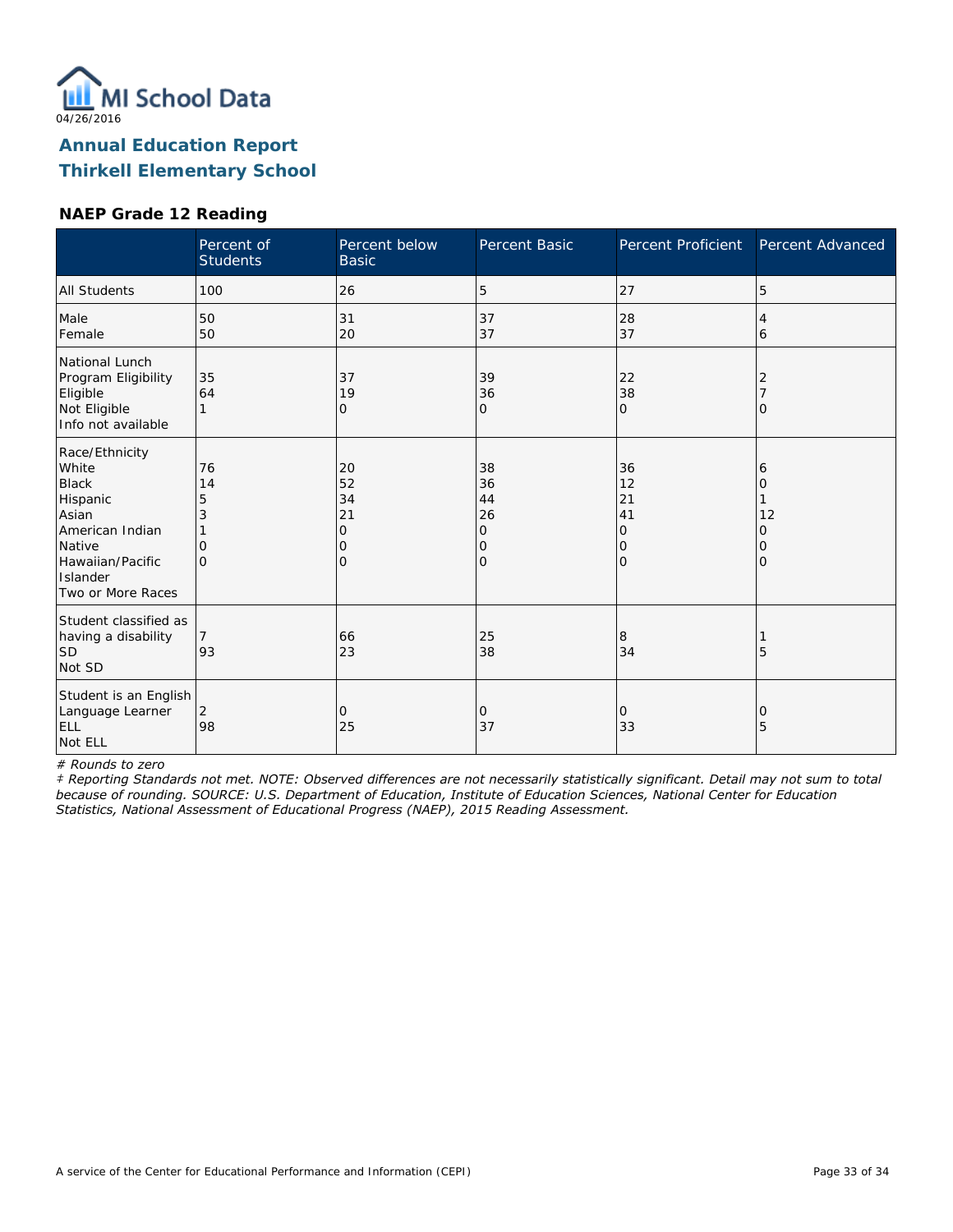MI School Data

04/26/2016

## Annual Education Report
## Thirkell Elementary School

### NAEP Grade 12 Reading

| | Percent of Students | Percent below Basic | Percent Basic | Percent Proficient | Percent Advanced |
|---|---|---|---|---|---|
| All Students | 100 | 26 | 5 | 27 | 5 |
| Male | 50 | 31 | 37 | 28 | 4 |
| Female | 50 | 20 | 37 | 37 | 6 |
| National Lunch Program Eligibility | | | | | |
| Eligible | 35 | 37 | 39 | 22 | 2 |
| Not Eligible | 64 | 19 | 36 | 38 | 7 |
| Info not available | 1 | 0 | 0 | 0 | 0 |
| Race/Ethnicity | | | | | |
| White | 76 | 20 | 38 | 36 | 6 |
| Black | 14 | 52 | 36 | 12 | 0 |
| Hispanic | 5 | 34 | 44 | 21 | 1 |
| Asian | 3 | 21 | 26 | 41 | 12 |
| American Indian | 1 | 0 | 0 | 0 | 0 |
| Native Hawaiian/Pacific Islander | 0 | 0 | 0 | 0 | 0 |
| Two or More Races | 0 | 0 | 0 | 0 | 0 |
| Student classified as having a disability | | | | | |
| SD | 7 | 66 | 25 | 8 | 1 |
| Not SD | 93 | 23 | 38 | 34 | 5 |
| Student is an English Language Learner | | | | | |
| ELL | 2 | 0 | 0 | 0 | 0 |
| Not ELL | 98 | 25 | 37 | 33 | 5 |

*# Rounds to zero*

*‡ Reporting Standards not met. NOTE: Observed differences are not necessarily statistically significant. Detail may not sum to total because of rounding. SOURCE: U.S. Department of Education, Institute of Education Sciences, National Center for Education Statistics, National Assessment of Educational Progress (NAEP), 2015 Reading Assessment.*

A service of the Center for Educational Performance and Information (CEPI)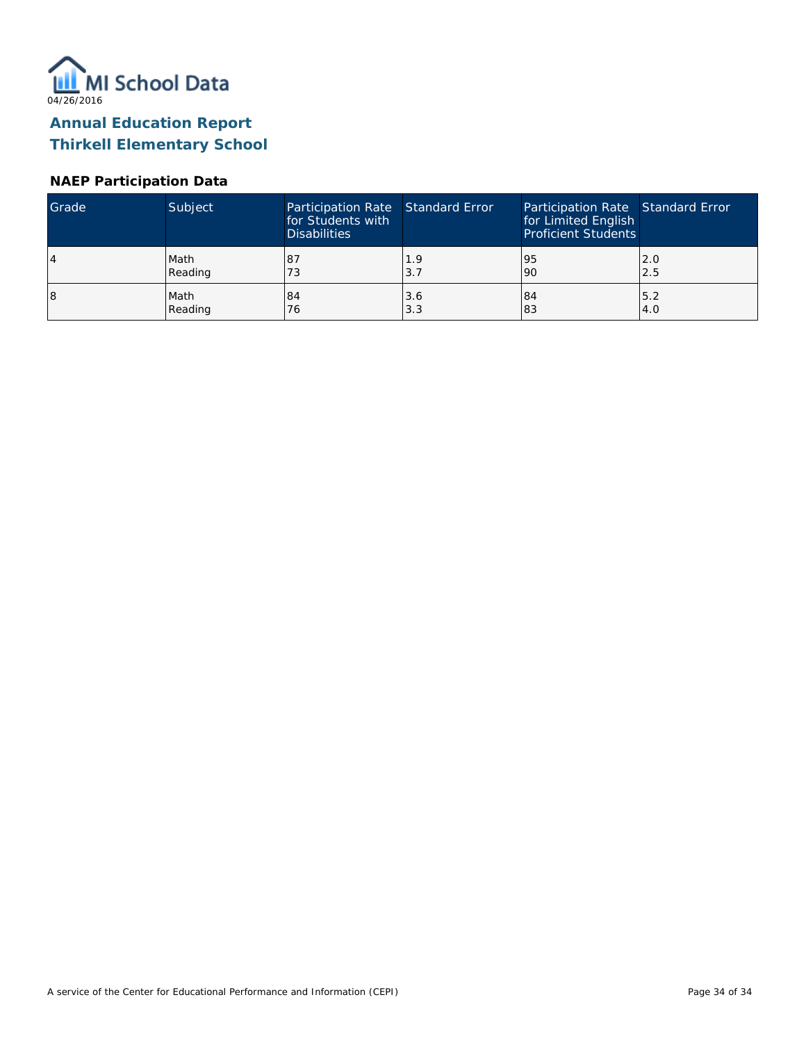MI School Data

04/26/2016

# Annual Education Report
# Thirkell Elementary School

### NAEP Participation Data

| Grade | Subject | Participation Rate for Students with Disabilities | Standard Error | Participation Rate for Limited English Proficient Students | Standard Error |
|---|---|---|---|---|---|
| 4 | Math | 87 | 1.9 | 95 | 2.0 |
| | Reading | 73 | 3.7 | 90 | 2.5 |
| 8 | Math | 84 | 3.6 | 84 | 5.2 |
| | Reading | 76 | 3.3 | 83 | 4.0 |

A service of the Center for Educational Performance and Information (CEPI)